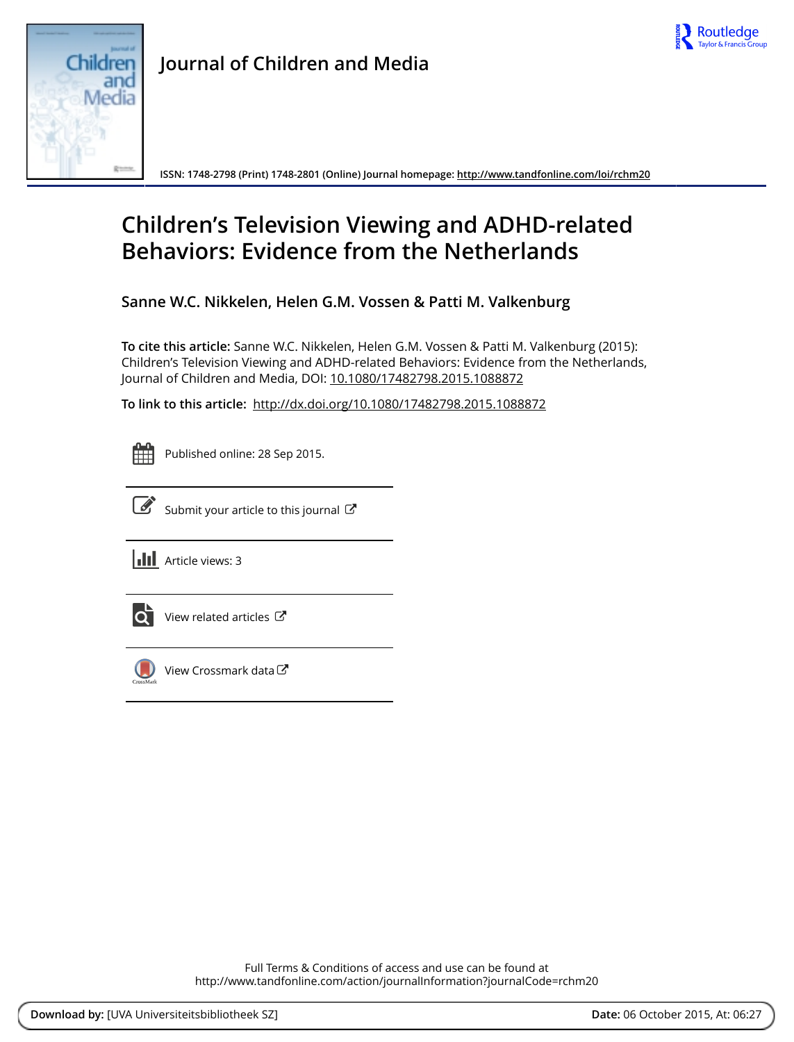Journal of Children and Media

ISSN: 1748-2798 (Print) 1748-2801 (Online) Journal homepage: http://www.tandfonline.com/loi/rchm20

# Children's Television Viewing and ADHD-related Behaviors: Evidence from the Netherlands

**Sanne W.C. Nikkelen, Helen G.M. Vossen & Patti M. Valkenburg**

**To cite this article:** Sanne W.C. Nikkelen, Helen G.M. Vossen & Patti M. Valkenburg (2015): Children's Television Viewing and ADHD-related Behaviors: Evidence from the Netherlands, Journal of Children and Media, DOI: 10.1080/17482798.2015.1088872

**To link to this article:** http://dx.doi.org/10.1080/17482798.2015.1088872

Published online: 28 Sep 2015.

Submit your article to this journal

Article views: 3

View related articles

View Crossmark data

Full Terms & Conditions of access and use can be found at
http://www.tandfonline.com/action/journalInformation?journalCode=rchm20

**Download by:** [UVA Universiteitsbibliotheek SZ] **Date:** 06 October 2015, At: 06:27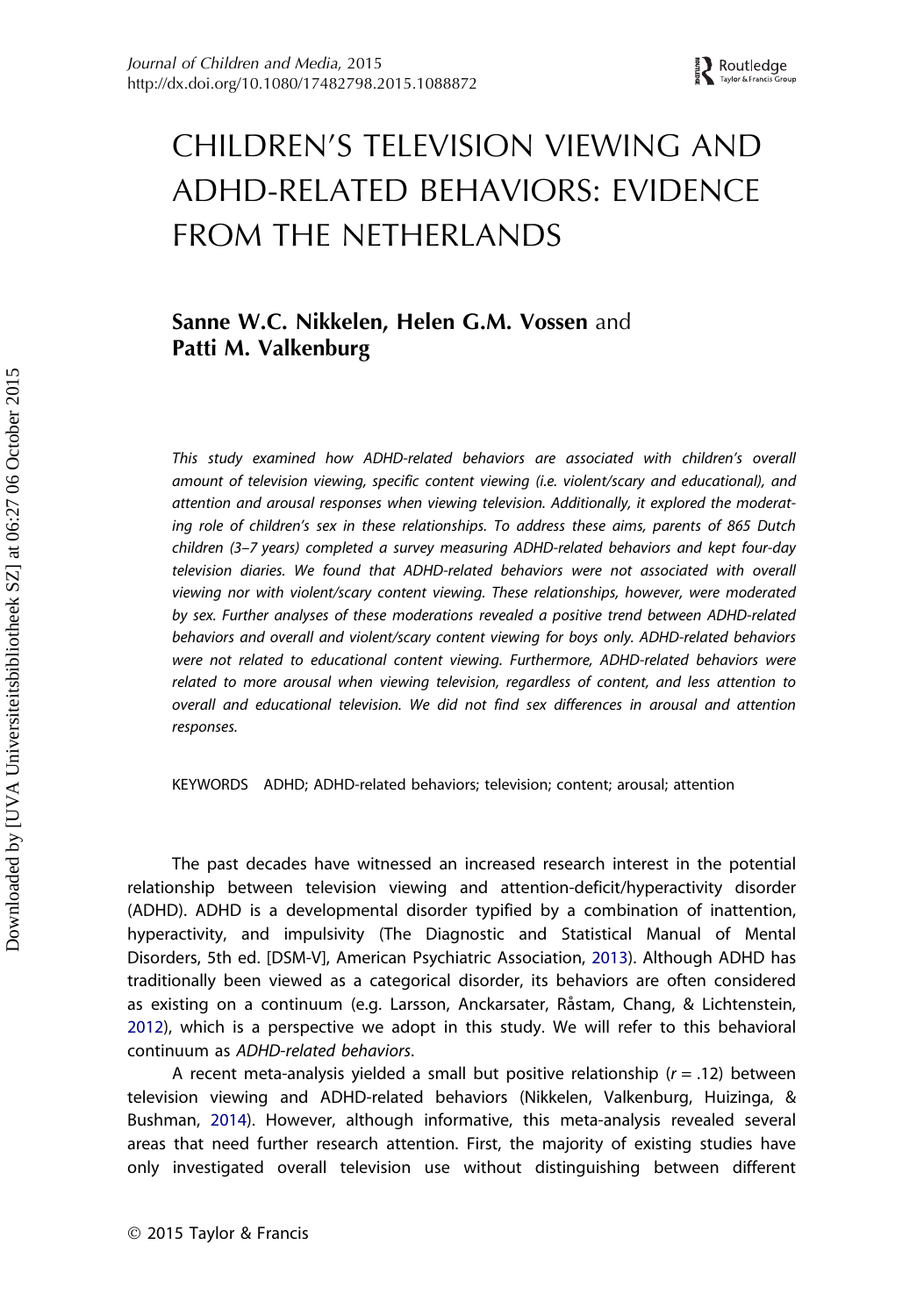# CHILDREN'S TELEVISION VIEWING AND ADHD-RELATED BEHAVIORS: EVIDENCE FROM THE NETHERLANDS

**Sanne W.C. Nikkelen, Helen G.M. Vossen** and **Patti M. Valkenburg**

*This study examined how ADHD-related behaviors are associated with children's overall amount of television viewing, specific content viewing (i.e. violent/scary and educational), and attention and arousal responses when viewing television. Additionally, it explored the moderating role of children's sex in these relationships. To address these aims, parents of 865 Dutch children (3–7 years) completed a survey measuring ADHD-related behaviors and kept four-day television diaries. We found that ADHD-related behaviors were not associated with overall viewing nor with violent/scary content viewing. These relationships, however, were moderated by sex. Further analyses of these moderations revealed a positive trend between ADHD-related behaviors and overall and violent/scary content viewing for boys only. ADHD-related behaviors were not related to educational content viewing. Furthermore, ADHD-related behaviors were related to more arousal when viewing television, regardless of content, and less attention to overall and educational television. We did not find sex differences in arousal and attention responses.*

KEYWORDS ADHD; ADHD-related behaviors; television; content; arousal; attention

The past decades have witnessed an increased research interest in the potential relationship between television viewing and attention-deficit/hyperactivity disorder (ADHD). ADHD is a developmental disorder typified by a combination of inattention, hyperactivity, and impulsivity (The Diagnostic and Statistical Manual of Mental Disorders, 5th ed. [DSM-V], American Psychiatric Association, 2013). Although ADHD has traditionally been viewed as a categorical disorder, its behaviors are often considered as existing on a continuum (e.g. Larsson, Anckarsater, Råstam, Chang, & Lichtenstein, 2012), which is a perspective we adopt in this study. We will refer to this behavioral continuum as *ADHD-related behaviors*.

A recent meta-analysis yielded a small but positive relationship ($r = .12$) between television viewing and ADHD-related behaviors (Nikkelen, Valkenburg, Huizinga, & Bushman, 2014). However, although informative, this meta-analysis revealed several areas that need further research attention. First, the majority of existing studies have only investigated overall television use without distinguishing between different

© 2015 Taylor & Francis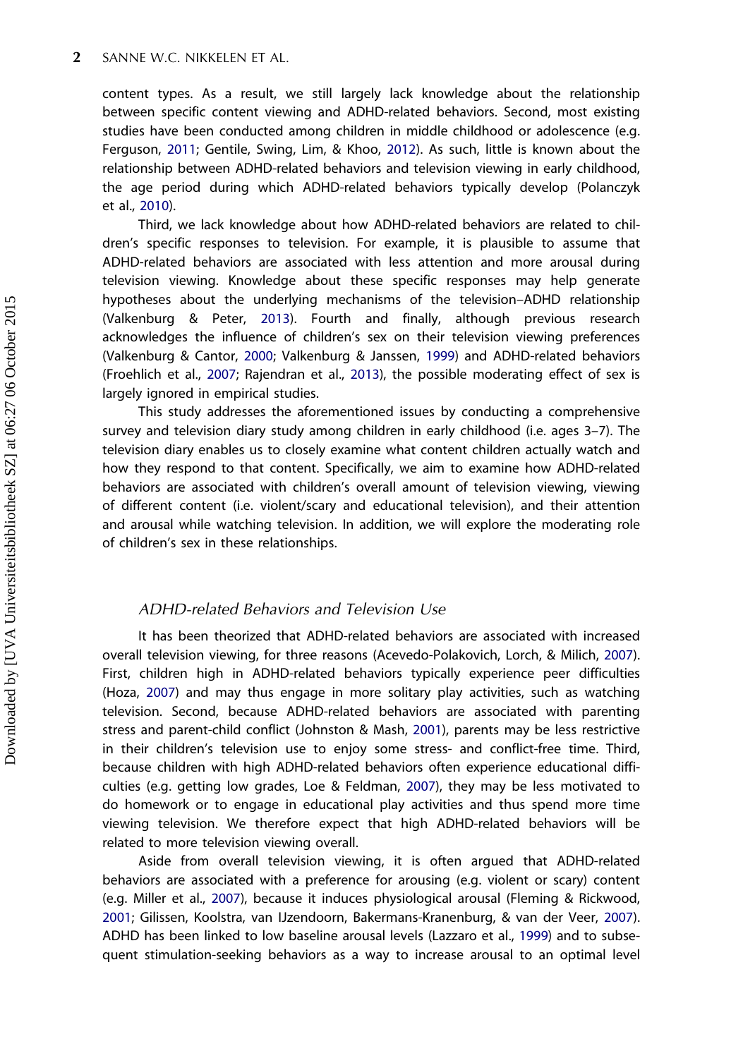content types. As a result, we still largely lack knowledge about the relationship between specific content viewing and ADHD-related behaviors. Second, most existing studies have been conducted among children in middle childhood or adolescence (e.g. Ferguson, 2011; Gentile, Swing, Lim, & Khoo, 2012). As such, little is known about the relationship between ADHD-related behaviors and television viewing in early childhood, the age period during which ADHD-related behaviors typically develop (Polanczyk et al., 2010).

Third, we lack knowledge about how ADHD-related behaviors are related to children's specific responses to television. For example, it is plausible to assume that ADHD-related behaviors are associated with less attention and more arousal during television viewing. Knowledge about these specific responses may help generate hypotheses about the underlying mechanisms of the television–ADHD relationship (Valkenburg & Peter, 2013). Fourth and finally, although previous research acknowledges the influence of children's sex on their television viewing preferences (Valkenburg & Cantor, 2000; Valkenburg & Janssen, 1999) and ADHD-related behaviors (Froehlich et al., 2007; Rajendran et al., 2013), the possible moderating effect of sex is largely ignored in empirical studies.

This study addresses the aforementioned issues by conducting a comprehensive survey and television diary study among children in early childhood (i.e. ages 3–7). The television diary enables us to closely examine what content children actually watch and how they respond to that content. Specifically, we aim to examine how ADHD-related behaviors are associated with children's overall amount of television viewing, viewing of different content (i.e. violent/scary and educational television), and their attention and arousal while watching television. In addition, we will explore the moderating role of children's sex in these relationships.

## *ADHD-related Behaviors and Television Use*

It has been theorized that ADHD-related behaviors are associated with increased overall television viewing, for three reasons (Acevedo-Polakovich, Lorch, & Milich, 2007). First, children high in ADHD-related behaviors typically experience peer difficulties (Hoza, 2007) and may thus engage in more solitary play activities, such as watching television. Second, because ADHD-related behaviors are associated with parenting stress and parent-child conflict (Johnston & Mash, 2001), parents may be less restrictive in their children's television use to enjoy some stress- and conflict-free time. Third, because children with high ADHD-related behaviors often experience educational difficulties (e.g. getting low grades, Loe & Feldman, 2007), they may be less motivated to do homework or to engage in educational play activities and thus spend more time viewing television. We therefore expect that high ADHD-related behaviors will be related to more television viewing overall.

Aside from overall television viewing, it is often argued that ADHD-related behaviors are associated with a preference for arousing (e.g. violent or scary) content (e.g. Miller et al., 2007), because it induces physiological arousal (Fleming & Rickwood, 2001; Gilissen, Koolstra, van IJzendoorn, Bakermans-Kranenburg, & van der Veer, 2007). ADHD has been linked to low baseline arousal levels (Lazzaro et al., 1999) and to subsequent stimulation-seeking behaviors as a way to increase arousal to an optimal level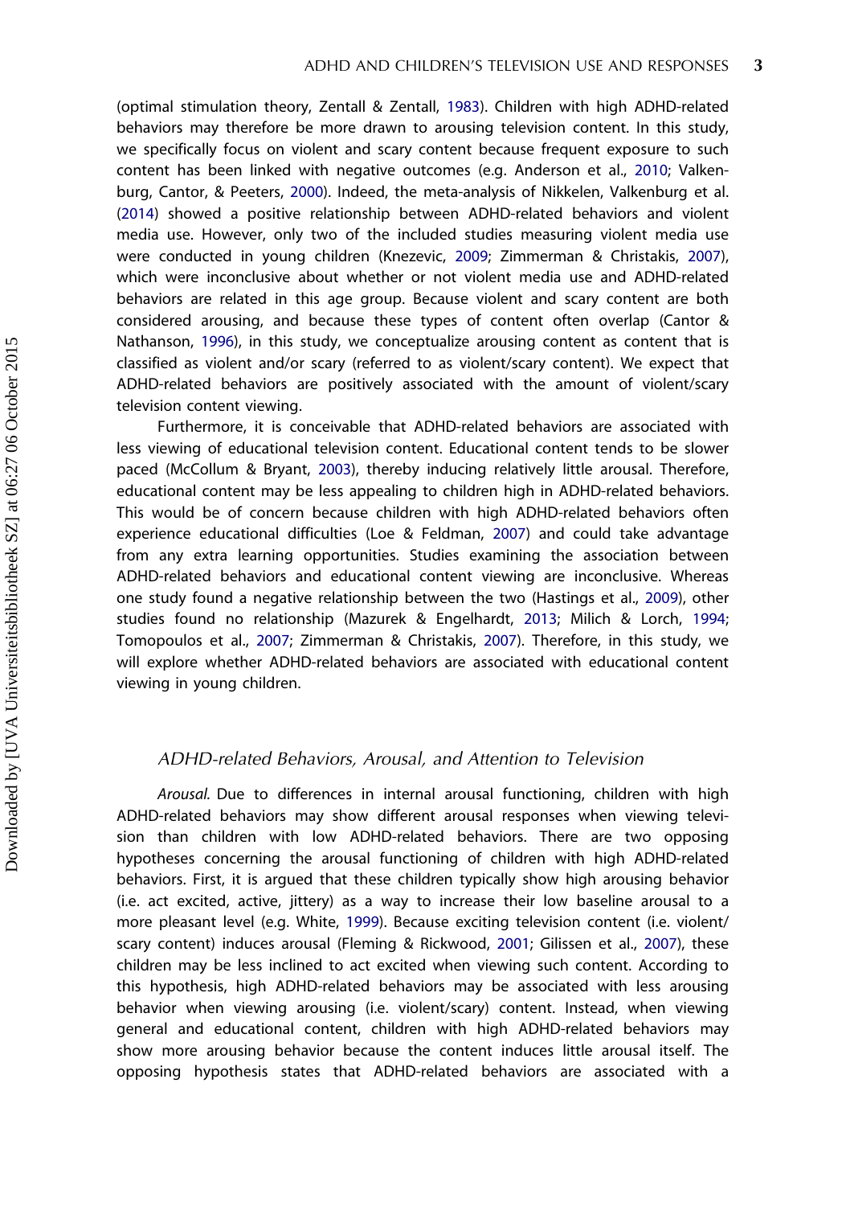(optimal stimulation theory, Zentall & Zentall, 1983). Children with high ADHD-related behaviors may therefore be more drawn to arousing television content. In this study, we specifically focus on violent and scary content because frequent exposure to such content has been linked with negative outcomes (e.g. Anderson et al., 2010; Valkenburg, Cantor, & Peeters, 2000). Indeed, the meta-analysis of Nikkelen, Valkenburg et al. (2014) showed a positive relationship between ADHD-related behaviors and violent media use. However, only two of the included studies measuring violent media use were conducted in young children (Knezevic, 2009; Zimmerman & Christakis, 2007), which were inconclusive about whether or not violent media use and ADHD-related behaviors are related in this age group. Because violent and scary content are both considered arousing, and because these types of content often overlap (Cantor & Nathanson, 1996), in this study, we conceptualize arousing content as content that is classified as violent and/or scary (referred to as violent/scary content). We expect that ADHD-related behaviors are positively associated with the amount of violent/scary television content viewing.

Furthermore, it is conceivable that ADHD-related behaviors are associated with less viewing of educational television content. Educational content tends to be slower paced (McCollum & Bryant, 2003), thereby inducing relatively little arousal. Therefore, educational content may be less appealing to children high in ADHD-related behaviors. This would be of concern because children with high ADHD-related behaviors often experience educational difficulties (Loe & Feldman, 2007) and could take advantage from any extra learning opportunities. Studies examining the association between ADHD-related behaviors and educational content viewing are inconclusive. Whereas one study found a negative relationship between the two (Hastings et al., 2009), other studies found no relationship (Mazurek & Engelhardt, 2013; Milich & Lorch, 1994; Tomopoulos et al., 2007; Zimmerman & Christakis, 2007). Therefore, in this study, we will explore whether ADHD-related behaviors are associated with educational content viewing in young children.

### *ADHD-related Behaviors, Arousal, and Attention to Television*

*Arousal.* Due to differences in internal arousal functioning, children with high ADHD-related behaviors may show different arousal responses when viewing television than children with low ADHD-related behaviors. There are two opposing hypotheses concerning the arousal functioning of children with high ADHD-related behaviors. First, it is argued that these children typically show high arousing behavior (i.e. act excited, active, jittery) as a way to increase their low baseline arousal to a more pleasant level (e.g. White, 1999). Because exciting television content (i.e. violent/scary content) induces arousal (Fleming & Rickwood, 2001; Gilissen et al., 2007), these children may be less inclined to act excited when viewing such content. According to this hypothesis, high ADHD-related behaviors may be associated with less arousing behavior when viewing arousing (i.e. violent/scary) content. Instead, when viewing general and educational content, children with high ADHD-related behaviors may show more arousing behavior because the content induces little arousal itself. The opposing hypothesis states that ADHD-related behaviors are associated with a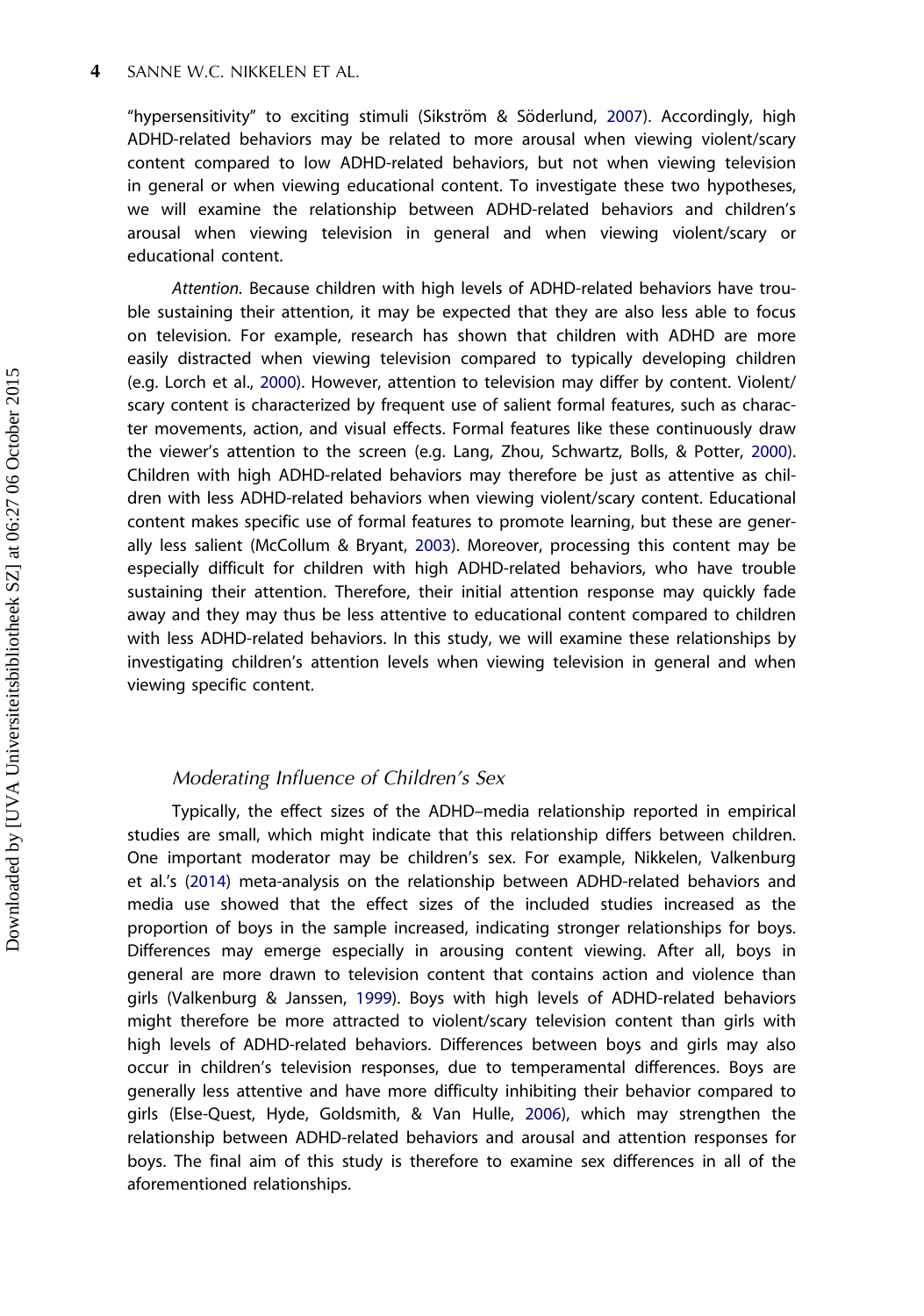"hypersensitivity" to exciting stimuli (Sikström & Söderlund, 2007). Accordingly, high ADHD-related behaviors may be related to more arousal when viewing violent/scary content compared to low ADHD-related behaviors, but not when viewing television in general or when viewing educational content. To investigate these two hypotheses, we will examine the relationship between ADHD-related behaviors and children's arousal when viewing television in general and when viewing violent/scary or educational content.

*Attention.* Because children with high levels of ADHD-related behaviors have trouble sustaining their attention, it may be expected that they are also less able to focus on television. For example, research has shown that children with ADHD are more easily distracted when viewing television compared to typically developing children (e.g. Lorch et al., 2000). However, attention to television may differ by content. Violent/scary content is characterized by frequent use of salient formal features, such as character movements, action, and visual effects. Formal features like these continuously draw the viewer's attention to the screen (e.g. Lang, Zhou, Schwartz, Bolls, & Potter, 2000). Children with high ADHD-related behaviors may therefore be just as attentive as children with less ADHD-related behaviors when viewing violent/scary content. Educational content makes specific use of formal features to promote learning, but these are generally less salient (McCollum & Bryant, 2003). Moreover, processing this content may be especially difficult for children with high ADHD-related behaviors, who have trouble sustaining their attention. Therefore, their initial attention response may quickly fade away and they may thus be less attentive to educational content compared to children with less ADHD-related behaviors. In this study, we will examine these relationships by investigating children's attention levels when viewing television in general and when viewing specific content.

### *Moderating Influence of Children's Sex*

Typically, the effect sizes of the ADHD–media relationship reported in empirical studies are small, which might indicate that this relationship differs between children. One important moderator may be children's sex. For example, Nikkelen, Valkenburg et al.'s (2014) meta-analysis on the relationship between ADHD-related behaviors and media use showed that the effect sizes of the included studies increased as the proportion of boys in the sample increased, indicating stronger relationships for boys. Differences may emerge especially in arousing content viewing. After all, boys in general are more drawn to television content that contains action and violence than girls (Valkenburg & Janssen, 1999). Boys with high levels of ADHD-related behaviors might therefore be more attracted to violent/scary television content than girls with high levels of ADHD-related behaviors. Differences between boys and girls may also occur in children's television responses, due to temperamental differences. Boys are generally less attentive and have more difficulty inhibiting their behavior compared to girls (Else-Quest, Hyde, Goldsmith, & Van Hulle, 2006), which may strengthen the relationship between ADHD-related behaviors and arousal and attention responses for boys. The final aim of this study is therefore to examine sex differences in all of the aforementioned relationships.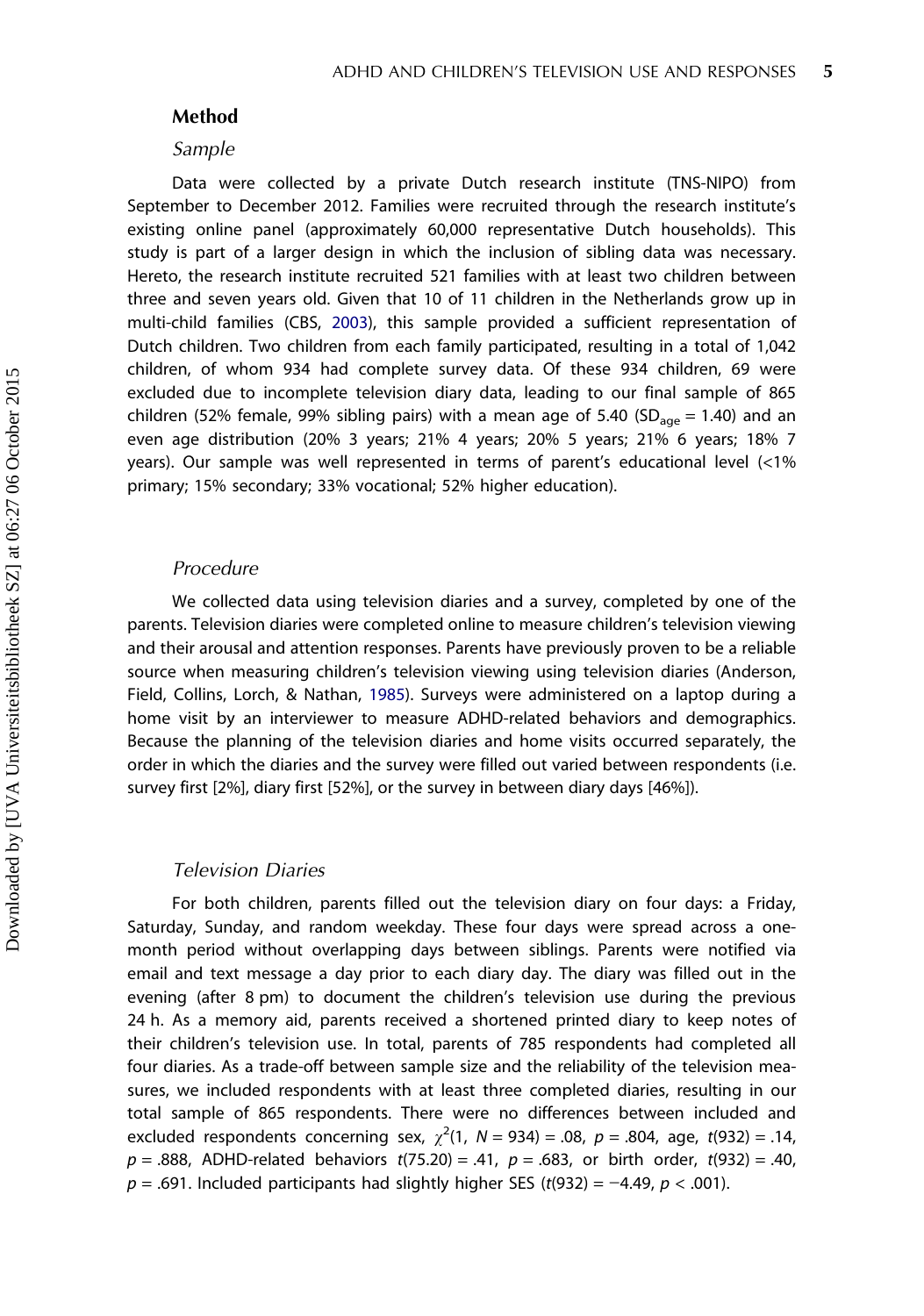## Method

### *Sample*

Data were collected by a private Dutch research institute (TNS-NIPO) from September to December 2012. Families were recruited through the research institute's existing online panel (approximately 60,000 representative Dutch households). This study is part of a larger design in which the inclusion of sibling data was necessary. Hereto, the research institute recruited 521 families with at least two children between three and seven years old. Given that 10 of 11 children in the Netherlands grow up in multi-child families (CBS, 2003), this sample provided a sufficient representation of Dutch children. Two children from each family participated, resulting in a total of 1,042 children, of whom 934 had complete survey data. Of these 934 children, 69 were excluded due to incomplete television diary data, leading to our final sample of 865 children (52% female, 99% sibling pairs) with a mean age of 5.40 ($SD_{age}$ = 1.40) and an even age distribution (20% 3 years; 21% 4 years; 20% 5 years; 21% 6 years; 18% 7 years). Our sample was well represented in terms of parent's educational level (<1% primary; 15% secondary; 33% vocational; 52% higher education).

### *Procedure*

We collected data using television diaries and a survey, completed by one of the parents. Television diaries were completed online to measure children's television viewing and their arousal and attention responses. Parents have previously proven to be a reliable source when measuring children's television viewing using television diaries (Anderson, Field, Collins, Lorch, & Nathan, 1985). Surveys were administered on a laptop during a home visit by an interviewer to measure ADHD-related behaviors and demographics. Because the planning of the television diaries and home visits occurred separately, the order in which the diaries and the survey were filled out varied between respondents (i.e. survey first [2%], diary first [52%], or the survey in between diary days [46%]).

### *Television Diaries*

For both children, parents filled out the television diary on four days: a Friday, Saturday, Sunday, and random weekday. These four days were spread across a one-month period without overlapping days between siblings. Parents were notified via email and text message a day prior to each diary day. The diary was filled out in the evening (after 8 pm) to document the children's television use during the previous 24 h. As a memory aid, parents received a shortened printed diary to keep notes of their children's television use. In total, parents of 785 respondents had completed all four diaries. As a trade-off between sample size and the reliability of the television measures, we included respondents with at least three completed diaries, resulting in our total sample of 865 respondents. There were no differences between included and excluded respondents concerning sex, $\chi^2(1, N = 934) = .08$, $p = .804$, age, $t(932) = .14$, $p = .888$, ADHD-related behaviors $t(75.20) = .41$, $p = .683$, or birth order, $t(932) = .40$, $p = .691$. Included participants had slightly higher SES ($t(932) = -4.49$, $p < .001$).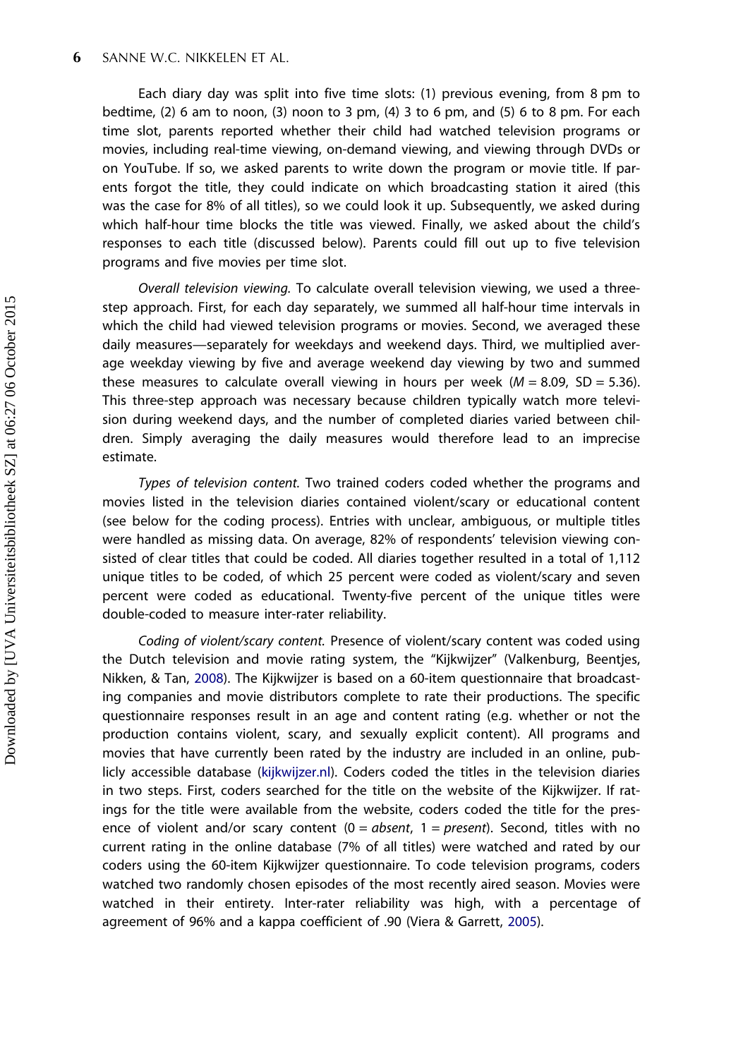Each diary day was split into five time slots: (1) previous evening, from 8 pm to bedtime, (2) 6 am to noon, (3) noon to 3 pm, (4) 3 to 6 pm, and (5) 6 to 8 pm. For each time slot, parents reported whether their child had watched television programs or movies, including real-time viewing, on-demand viewing, and viewing through DVDs or on YouTube. If so, we asked parents to write down the program or movie title. If parents forgot the title, they could indicate on which broadcasting station it aired (this was the case for 8% of all titles), so we could look it up. Subsequently, we asked during which half-hour time blocks the title was viewed. Finally, we asked about the child's responses to each title (discussed below). Parents could fill out up to five television programs and five movies per time slot.

*Overall television viewing.* To calculate overall television viewing, we used a three-step approach. First, for each day separately, we summed all half-hour time intervals in which the child had viewed television programs or movies. Second, we averaged these daily measures—separately for weekdays and weekend days. Third, we multiplied average weekday viewing by five and average weekend day viewing by two and summed these measures to calculate overall viewing in hours per week ($M = 8.09$, $SD = 5.36$). This three-step approach was necessary because children typically watch more television during weekend days, and the number of completed diaries varied between children. Simply averaging the daily measures would therefore lead to an imprecise estimate.

*Types of television content.* Two trained coders coded whether the programs and movies listed in the television diaries contained violent/scary or educational content (see below for the coding process). Entries with unclear, ambiguous, or multiple titles were handled as missing data. On average, 82% of respondents' television viewing consisted of clear titles that could be coded. All diaries together resulted in a total of 1,112 unique titles to be coded, of which 25 percent were coded as violent/scary and seven percent were coded as educational. Twenty-five percent of the unique titles were double-coded to measure inter-rater reliability.

*Coding of violent/scary content.* Presence of violent/scary content was coded using the Dutch television and movie rating system, the "Kijkwijzer" (Valkenburg, Beentjes, Nikken, & Tan, 2008). The Kijkwijzer is based on a 60-item questionnaire that broadcasting companies and movie distributors complete to rate their productions. The specific questionnaire responses result in an age and content rating (e.g. whether or not the production contains violent, scary, and sexually explicit content). All programs and movies that have currently been rated by the industry are included in an online, publicly accessible database (kijkwijzer.nl). Coders coded the titles in the television diaries in two steps. First, coders searched for the title on the website of the Kijkwijzer. If ratings for the title were available from the website, coders coded the title for the presence of violent and/or scary content (0 = *absent*, 1 = *present*). Second, titles with no current rating in the online database (7% of all titles) were watched and rated by our coders using the 60-item Kijkwijzer questionnaire. To code television programs, coders watched two randomly chosen episodes of the most recently aired season. Movies were watched in their entirety. Inter-rater reliability was high, with a percentage of agreement of 96% and a kappa coefficient of .90 (Viera & Garrett, 2005).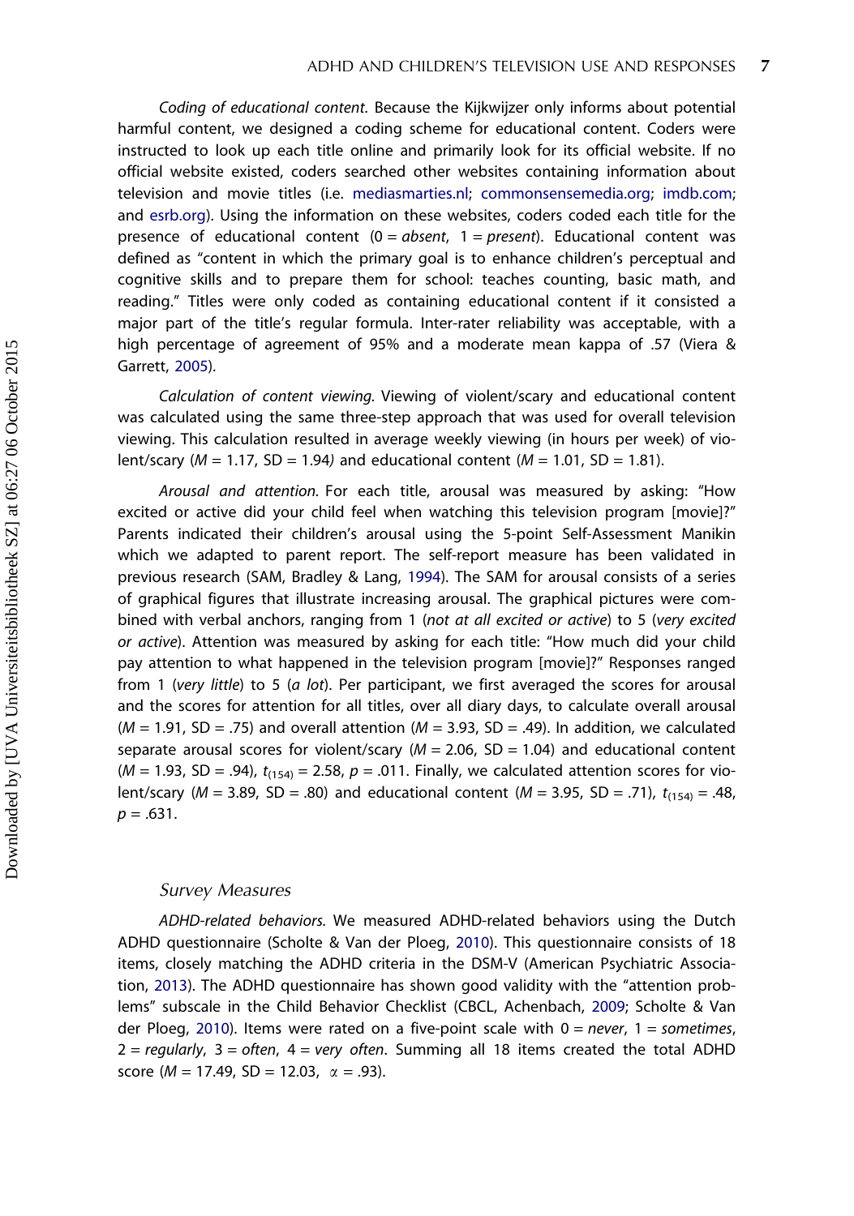*Coding of educational content.* Because the Kijkwijzer only informs about potential harmful content, we designed a coding scheme for educational content. Coders were instructed to look up each title online and primarily look for its official website. If no official website existed, coders searched other websites containing information about television and movie titles (i.e. mediasmarties.nl; commonsensemedia.org; imdb.com; and esrb.org). Using the information on these websites, coders coded each title for the presence of educational content (0 = *absent*, 1 = *present*). Educational content was defined as "content in which the primary goal is to enhance children's perceptual and cognitive skills and to prepare them for school: teaches counting, basic math, and reading." Titles were only coded as containing educational content if it consisted a major part of the title's regular formula. Inter-rater reliability was acceptable, with a high percentage of agreement of 95% and a moderate mean kappa of .57 (Viera & Garrett, 2005).

*Calculation of content viewing.* Viewing of violent/scary and educational content was calculated using the same three-step approach that was used for overall television viewing. This calculation resulted in average weekly viewing (in hours per week) of violent/scary ($M$ = 1.17, SD = 1.94) and educational content ($M$ = 1.01, SD = 1.81).

*Arousal and attention.* For each title, arousal was measured by asking: "How excited or active did your child feel when watching this television program [movie]?" Parents indicated their children's arousal using the 5-point Self-Assessment Manikin which we adapted to parent report. The self-report measure has been validated in previous research (SAM, Bradley & Lang, 1994). The SAM for arousal consists of a series of graphical figures that illustrate increasing arousal. The graphical pictures were combined with verbal anchors, ranging from 1 (*not at all excited or active*) to 5 (*very excited or active*). Attention was measured by asking for each title: "How much did your child pay attention to what happened in the television program [movie]?" Responses ranged from 1 (*very little*) to 5 (*a lot*). Per participant, we first averaged the scores for arousal and the scores for attention for all titles, over all diary days, to calculate overall arousal ($M$ = 1.91, SD = .75) and overall attention ($M$ = 3.93, SD = .49). In addition, we calculated separate arousal scores for violent/scary ($M$ = 2.06, SD = 1.04) and educational content ($M$ = 1.93, SD = .94), $t_{(154)}$ = 2.58, $p$ = .011. Finally, we calculated attention scores for violent/scary ($M$ = 3.89, SD = .80) and educational content ($M$ = 3.95, SD = .71), $t_{(154)}$ = .48, $p$ = .631.

### Survey Measures

*ADHD-related behaviors.* We measured ADHD-related behaviors using the Dutch ADHD questionnaire (Scholte & Van der Ploeg, 2010). This questionnaire consists of 18 items, closely matching the ADHD criteria in the DSM-V (American Psychiatric Association, 2013). The ADHD questionnaire has shown good validity with the "attention problems" subscale in the Child Behavior Checklist (CBCL, Achenbach, 2009; Scholte & Van der Ploeg, 2010). Items were rated on a five-point scale with 0 = *never*, 1 = *sometimes*, 2 = *regularly*, 3 = *often*, 4 = *very often*. Summing all 18 items created the total ADHD score ($M$ = 17.49, SD = 12.03, $\alpha$ = .93).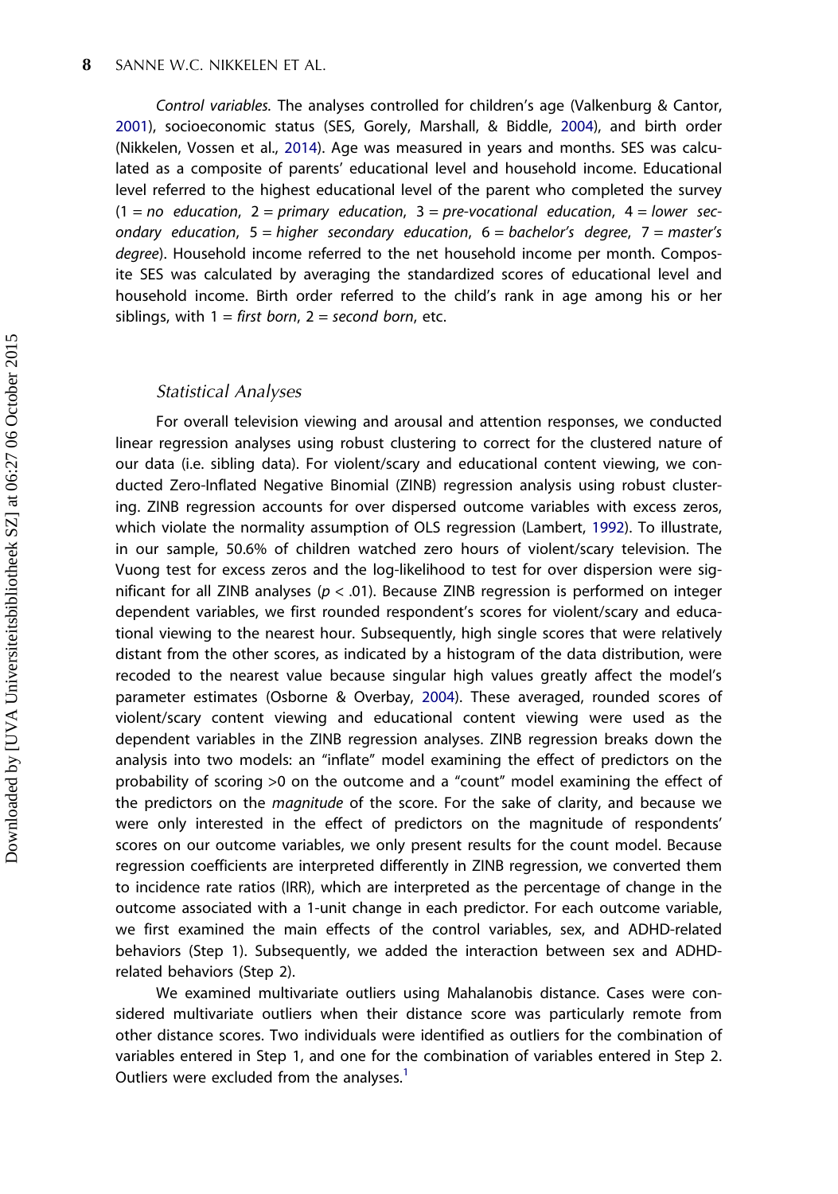*Control variables.* The analyses controlled for children's age (Valkenburg & Cantor, 2001), socioeconomic status (SES, Gorely, Marshall, & Biddle, 2004), and birth order (Nikkelen, Vossen et al., 2014). Age was measured in years and months. SES was calculated as a composite of parents' educational level and household income. Educational level referred to the highest educational level of the parent who completed the survey (1 = *no education*, 2 = *primary education*, 3 = *pre-vocational education*, 4 = *lower secondary education*, 5 = *higher secondary education*, 6 = *bachelor's degree*, 7 = *master's degree*). Household income referred to the net household income per month. Composite SES was calculated by averaging the standardized scores of educational level and household income. Birth order referred to the child's rank in age among his or her siblings, with 1 = *first born*, 2 = *second born*, etc.

### Statistical Analyses

For overall television viewing and arousal and attention responses, we conducted linear regression analyses using robust clustering to correct for the clustered nature of our data (i.e. sibling data). For violent/scary and educational content viewing, we conducted Zero-Inflated Negative Binomial (ZINB) regression analysis using robust clustering. ZINB regression accounts for over dispersed outcome variables with excess zeros, which violate the normality assumption of OLS regression (Lambert, 1992). To illustrate, in our sample, 50.6% of children watched zero hours of violent/scary television. The Vuong test for excess zeros and the log-likelihood to test for over dispersion were significant for all ZINB analyses ($p < .01$). Because ZINB regression is performed on integer dependent variables, we first rounded respondent's scores for violent/scary and educational viewing to the nearest hour. Subsequently, high single scores that were relatively distant from the other scores, as indicated by a histogram of the data distribution, were recoded to the nearest value because singular high values greatly affect the model's parameter estimates (Osborne & Overbay, 2004). These averaged, rounded scores of violent/scary content viewing and educational content viewing were used as the dependent variables in the ZINB regression analyses. ZINB regression breaks down the analysis into two models: an "inflate" model examining the effect of predictors on the probability of scoring >0 on the outcome and a "count" model examining the effect of the predictors on the *magnitude* of the score. For the sake of clarity, and because we were only interested in the effect of predictors on the magnitude of respondents' scores on our outcome variables, we only present results for the count model. Because regression coefficients are interpreted differently in ZINB regression, we converted them to incidence rate ratios (IRR), which are interpreted as the percentage of change in the outcome associated with a 1-unit change in each predictor. For each outcome variable, we first examined the main effects of the control variables, sex, and ADHD-related behaviors (Step 1). Subsequently, we added the interaction between sex and ADHD-related behaviors (Step 2).

We examined multivariate outliers using Mahalanobis distance. Cases were considered multivariate outliers when their distance score was particularly remote from other distance scores. Two individuals were identified as outliers for the combination of variables entered in Step 1, and one for the combination of variables entered in Step 2. Outliers were excluded from the analyses.[1]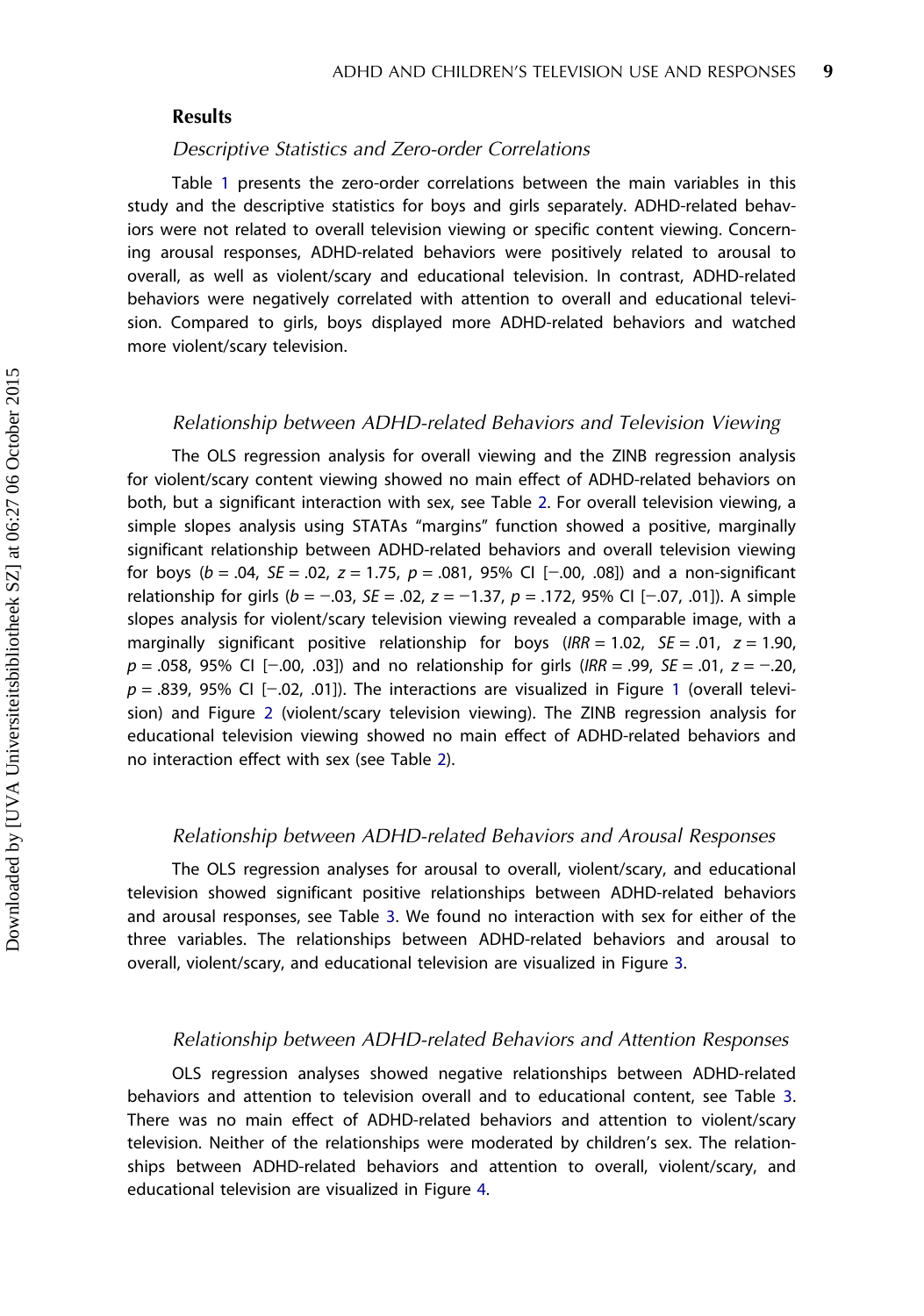## Results

### *Descriptive Statistics and Zero-order Correlations*

Table 1 presents the zero-order correlations between the main variables in this study and the descriptive statistics for boys and girls separately. ADHD-related behaviors were not related to overall television viewing or specific content viewing. Concerning arousal responses, ADHD-related behaviors were positively related to arousal to overall, as well as violent/scary and educational television. In contrast, ADHD-related behaviors were negatively correlated with attention to overall and educational television. Compared to girls, boys displayed more ADHD-related behaviors and watched more violent/scary television.

### *Relationship between ADHD-related Behaviors and Television Viewing*

The OLS regression analysis for overall viewing and the ZINB regression analysis for violent/scary content viewing showed no main effect of ADHD-related behaviors on both, but a significant interaction with sex, see Table 2. For overall television viewing, a simple slopes analysis using STATAs "margins" function showed a positive, marginally significant relationship between ADHD-related behaviors and overall television viewing for boys ($b = .04$, $SE = .02$, $z = 1.75$, $p = .081$, 95% CI [−.00, .08]) and a non-significant relationship for girls ($b = -.03$, $SE = .02$, $z = -1.37$, $p = .172$, 95% CI [−.07, .01]). A simple slopes analysis for violent/scary television viewing revealed a comparable image, with a marginally significant positive relationship for boys ($IRR = 1.02$, $SE = .01$, $z = 1.90$, $p = .058$, 95% CI [−.00, .03]) and no relationship for girls ($IRR = .99$, $SE = .01$, $z = -.20$, $p = .839$, 95% CI [−.02, .01]). The interactions are visualized in Figure 1 (overall television) and Figure 2 (violent/scary television viewing). The ZINB regression analysis for educational television viewing showed no main effect of ADHD-related behaviors and no interaction effect with sex (see Table 2).

### *Relationship between ADHD-related Behaviors and Arousal Responses*

The OLS regression analyses for arousal to overall, violent/scary, and educational television showed significant positive relationships between ADHD-related behaviors and arousal responses, see Table 3. We found no interaction with sex for either of the three variables. The relationships between ADHD-related behaviors and arousal to overall, violent/scary, and educational television are visualized in Figure 3.

### *Relationship between ADHD-related Behaviors and Attention Responses*

OLS regression analyses showed negative relationships between ADHD-related behaviors and attention to television overall and to educational content, see Table 3. There was no main effect of ADHD-related behaviors and attention to violent/scary television. Neither of the relationships were moderated by children's sex. The relationships between ADHD-related behaviors and attention to overall, violent/scary, and educational television are visualized in Figure 4.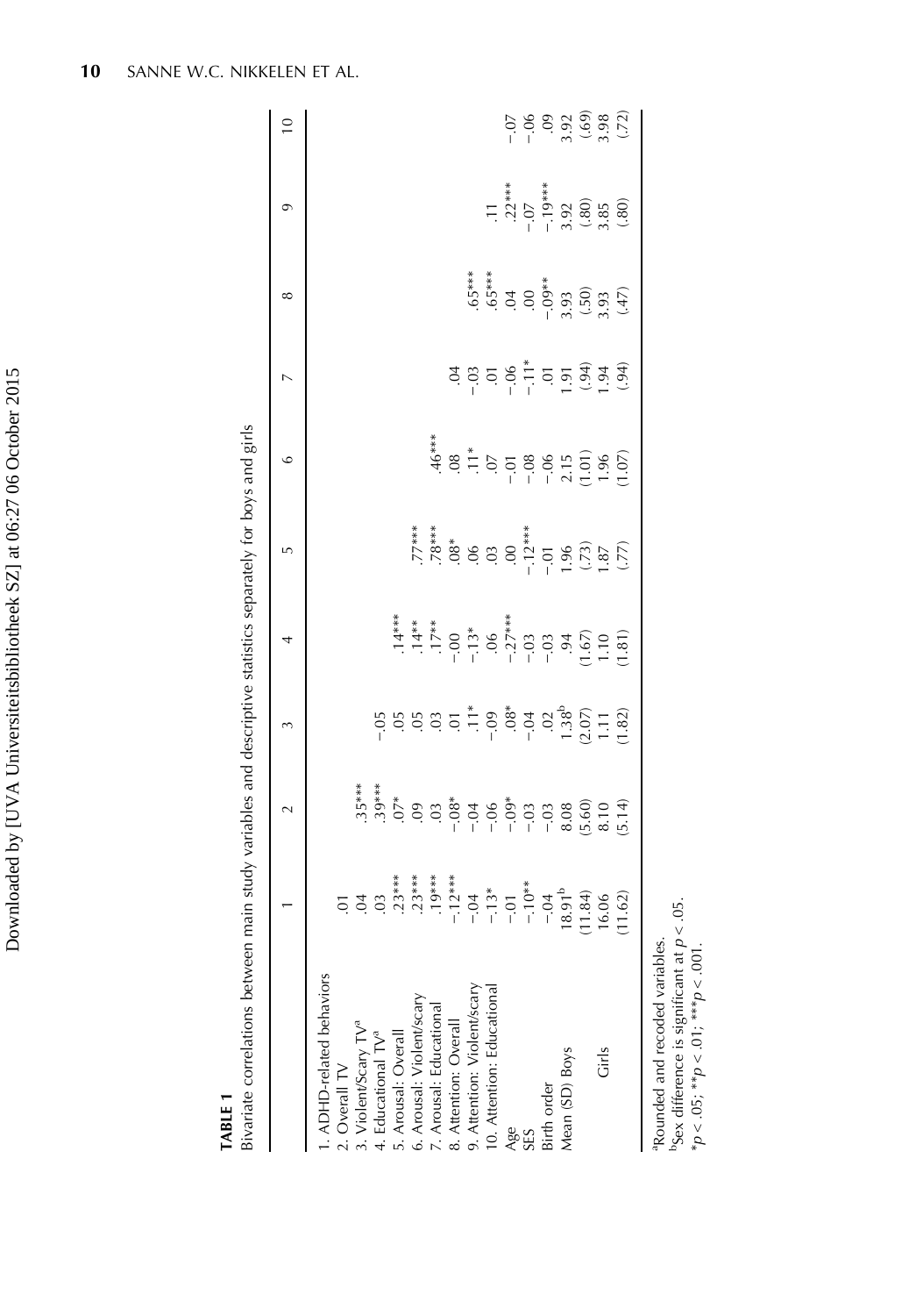**TABLE 1**
Bivariate correlations between main study variables and descriptive statistics separately for boys and girls

| | 1 | 2 | 3 | 4 | 5 | 6 | 7 | 8 | 9 | 10 |
|---|---|---|---|---|---|---|---|---|---|---|
| 1. ADHD-related behaviors | | | | | | | | | | |
| 2. Overall TV | .01 | | | | | | | | | |
| 3. Violent/Scary TV[a] | .04 | .35*** | | | | | | | | |
| 4. Educational TV[a] | .03 | .39*** | −.05 | | | | | | | |
| 5. Arousal: Overall | .23*** | .07* | .05 | .14*** | | | | | | |
| 6. Arousal: Violent/scary | .23*** | .09 | .05 | .14** | .77*** | | | | | |
| 7. Arousal: Educational | .19*** | .03 | .03 | .17** | .78*** | .46*** | | | | |
| 8. Attention: Overall | −.12*** | −.08* | .01 | −.00 | .08* | .08 | .04 | | | |
| 9. Attention: Violent/scary | −.04 | −.04 | .11* | −.13* | .06 | .11* | −.03 | .65*** | | |
| 10. Attention: Educational | −.13* | −.06 | −.09 | .06 | .03 | .07 | .01 | .65*** | .11 | |
| Age | −.01 | −.09* | .08* | −.27*** | .00 | −.01 | −.06 | .04 | .22*** | −.07 |
| SES | −.10** | −.03 | −.04 | −.03 | −.12*** | −.08 | −.11* | .00 | −.07 | −.06 |
| Birth order | −.04 | −.03 | .02 | −.03 | −.01 | −.06 | .01 | −.09** | −.19*** | .09 |
| Mean (SD) Boys | 18.91[b] | 8.08 | 1.38[b] | .94 | 1.96 | 2.15 | 1.91 | 3.93 | 3.92 | 3.92 |
| | (11.84) | (5.60) | (2.07) | (1.67) | (.73) | (1.01) | (.94) | (.50) | (.80) | (.69) |
| Girls | 16.06 | 8.10 | 1.11 | 1.10 | 1.87 | 1.96 | 1.94 | 3.93 | 3.85 | 3.98 |
| | (11.62) | (5.14) | (1.82) | (1.81) | (.77) | (1.07) | (.94) | (.47) | (.80) | (.72) |

[a]Rounded and recoded variables.
[b]Sex difference is significant at $p < .05$.
*$p < .05$; **$p < .01$; ***$p < .001$.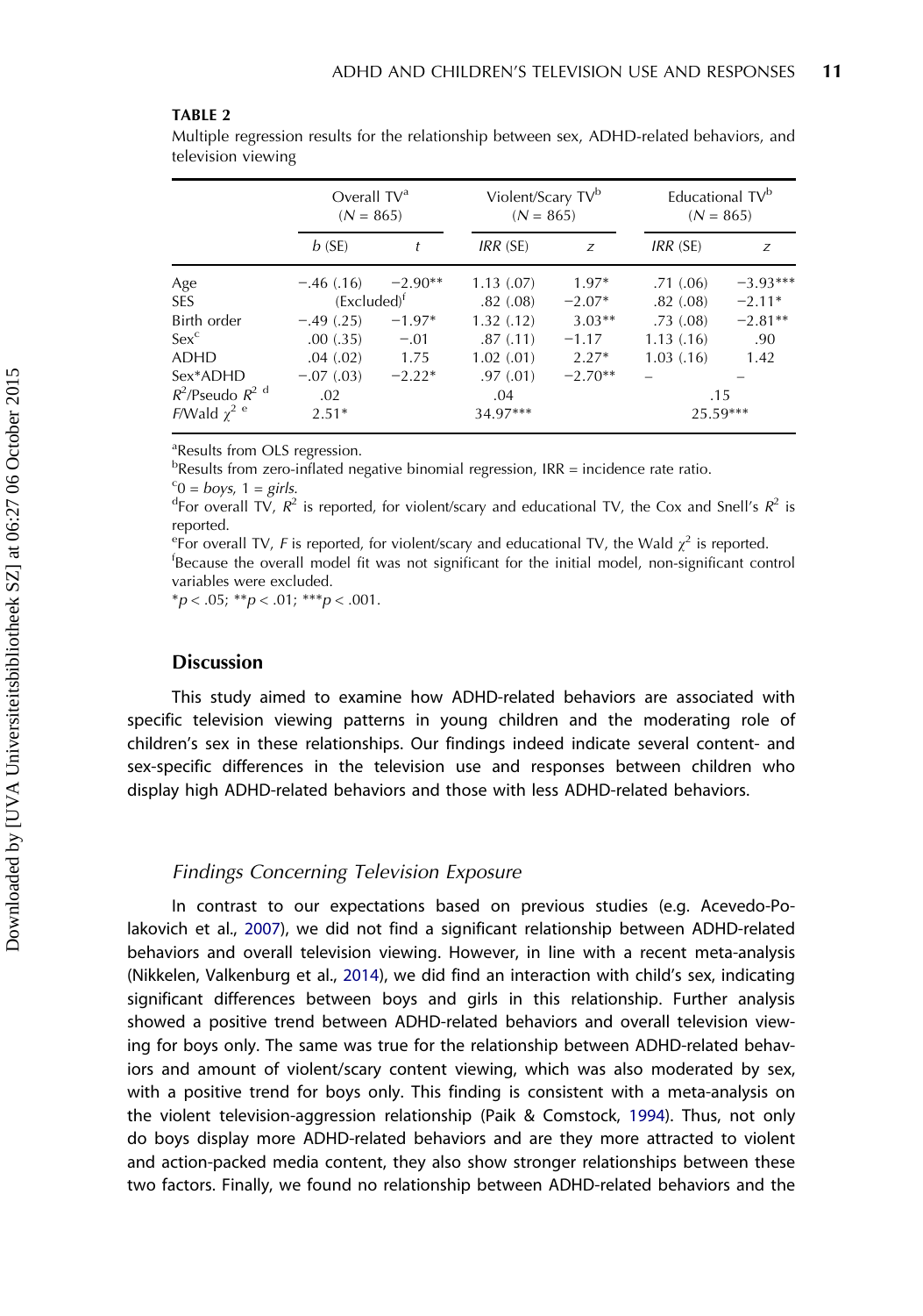**TABLE 2**

Multiple regression results for the relationship between sex, ADHD-related behaviors, and television viewing

| | Overall TV[a] (N = 865) | | Violent/Scary TV[b] (N = 865) | | Educational TV[b] (N = 865) | |
|---|---|---|---|---|---|---|
| | *b* (SE) | *t* | *IRR* (SE) | *z* | *IRR* (SE) | *z* |
| Age | −.46 (.16) | −2.90** | 1.13 (.07) | 1.97* | .71 (.06) | −3.93*** |
| SES | (Excluded)[f] | | .82 (.08) | −2.07* | .82 (.08) | −2.11* |
| Birth order | −.49 (.25) | −1.97* | 1.32 (.12) | 3.03** | .73 (.08) | −2.81** |
| Sex[c] | .00 (.35) | −.01 | .87 (.11) | −1.17 | 1.13 (.16) | .90 |
| ADHD | .04 (.02) | 1.75 | 1.02 (.01) | 2.27* | 1.03 (.16) | 1.42 |
| Sex*ADHD | −.07 (.03) | −2.22* | .97 (.01) | −2.70** | – | – |
| $R^2$/Pseudo $R^2$ [d] | .02 | | .04 | | .15 | |
| F/Wald $\chi^2$ [e] | 2.51* | | 34.97*** | | 25.59*** | |

[a]Results from OLS regression.
[b]Results from zero-inflated negative binomial regression, IRR = incidence rate ratio.
[c]0 = *boys*, 1 = *girls*.
[d]For overall TV, $R^2$ is reported, for violent/scary and educational TV, the Cox and Snell's $R^2$ is reported.
[e]For overall TV, *F* is reported, for violent/scary and educational TV, the Wald $\chi^2$ is reported.
[f]Because the overall model fit was not significant for the initial model, non-significant control variables were excluded.
*$p < .05$; **$p < .01$; ***$p < .001$.

## Discussion

This study aimed to examine how ADHD-related behaviors are associated with specific television viewing patterns in young children and the moderating role of children's sex in these relationships. Our findings indeed indicate several content- and sex-specific differences in the television use and responses between children who display high ADHD-related behaviors and those with less ADHD-related behaviors.

### *Findings Concerning Television Exposure*

In contrast to our expectations based on previous studies (e.g. Acevedo-Polakovich et al., 2007), we did not find a significant relationship between ADHD-related behaviors and overall television viewing. However, in line with a recent meta-analysis (Nikkelen, Valkenburg et al., 2014), we did find an interaction with child's sex, indicating significant differences between boys and girls in this relationship. Further analysis showed a positive trend between ADHD-related behaviors and overall television viewing for boys only. The same was true for the relationship between ADHD-related behaviors and amount of violent/scary content viewing, which was also moderated by sex, with a positive trend for boys only. This finding is consistent with a meta-analysis on the violent television-aggression relationship (Paik & Comstock, 1994). Thus, not only do boys display more ADHD-related behaviors and are they more attracted to violent and action-packed media content, they also show stronger relationships between these two factors. Finally, we found no relationship between ADHD-related behaviors and the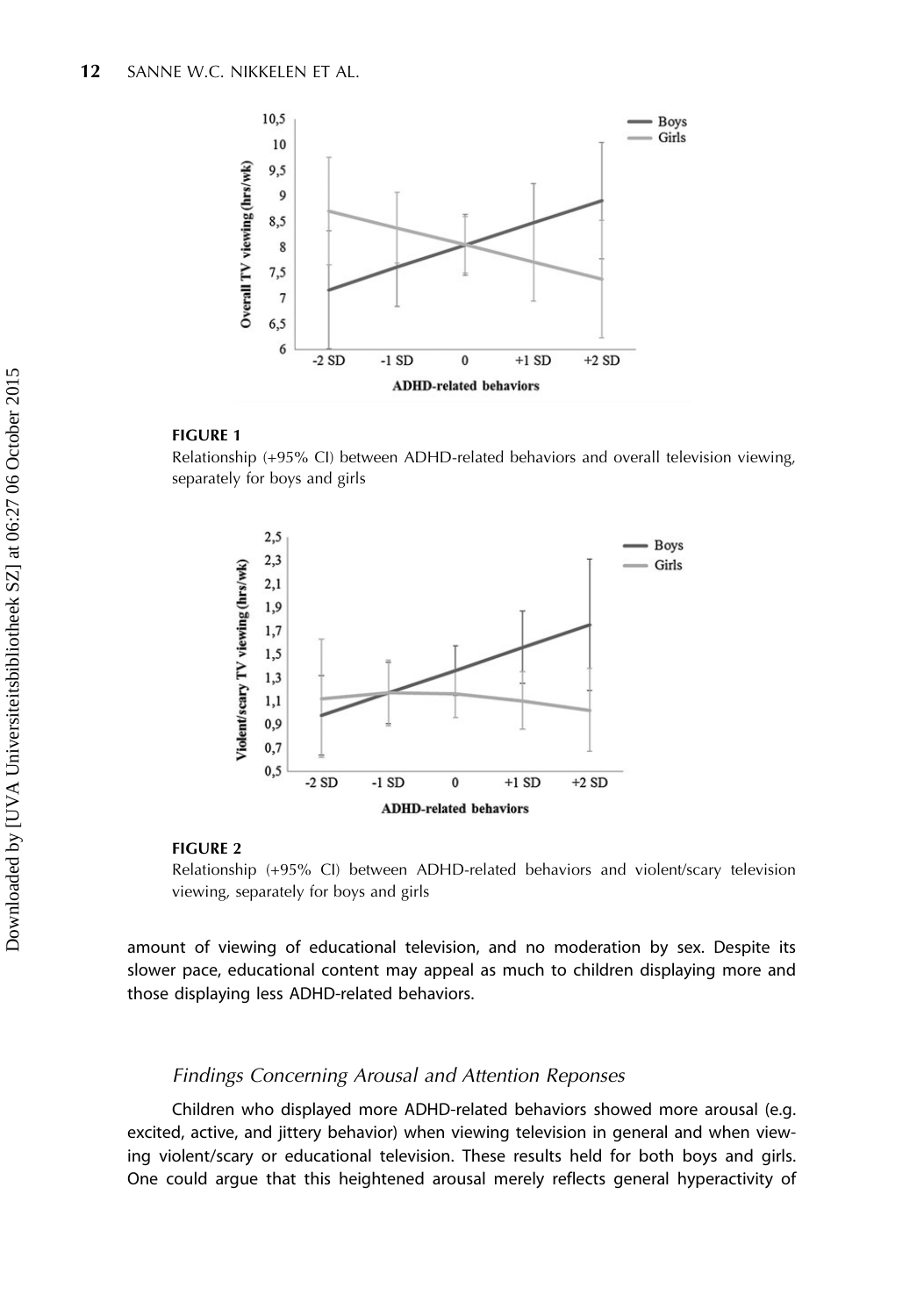**FIGURE 1**

Relationship (+95% CI) between ADHD-related behaviors and overall television viewing, separately for boys and girls

**FIGURE 2**

Relationship (+95% CI) between ADHD-related behaviors and violent/scary television viewing, separately for boys and girls

amount of viewing of educational television, and no moderation by sex. Despite its slower pace, educational content may appeal as much to children displaying more and those displaying less ADHD-related behaviors.

### *Findings Concerning Arousal and Attention Reponses*

Children who displayed more ADHD-related behaviors showed more arousal (e.g. excited, active, and jittery behavior) when viewing television in general and when viewing violent/scary or educational television. These results held for both boys and girls. One could argue that this heightened arousal merely reflects general hyperactivity of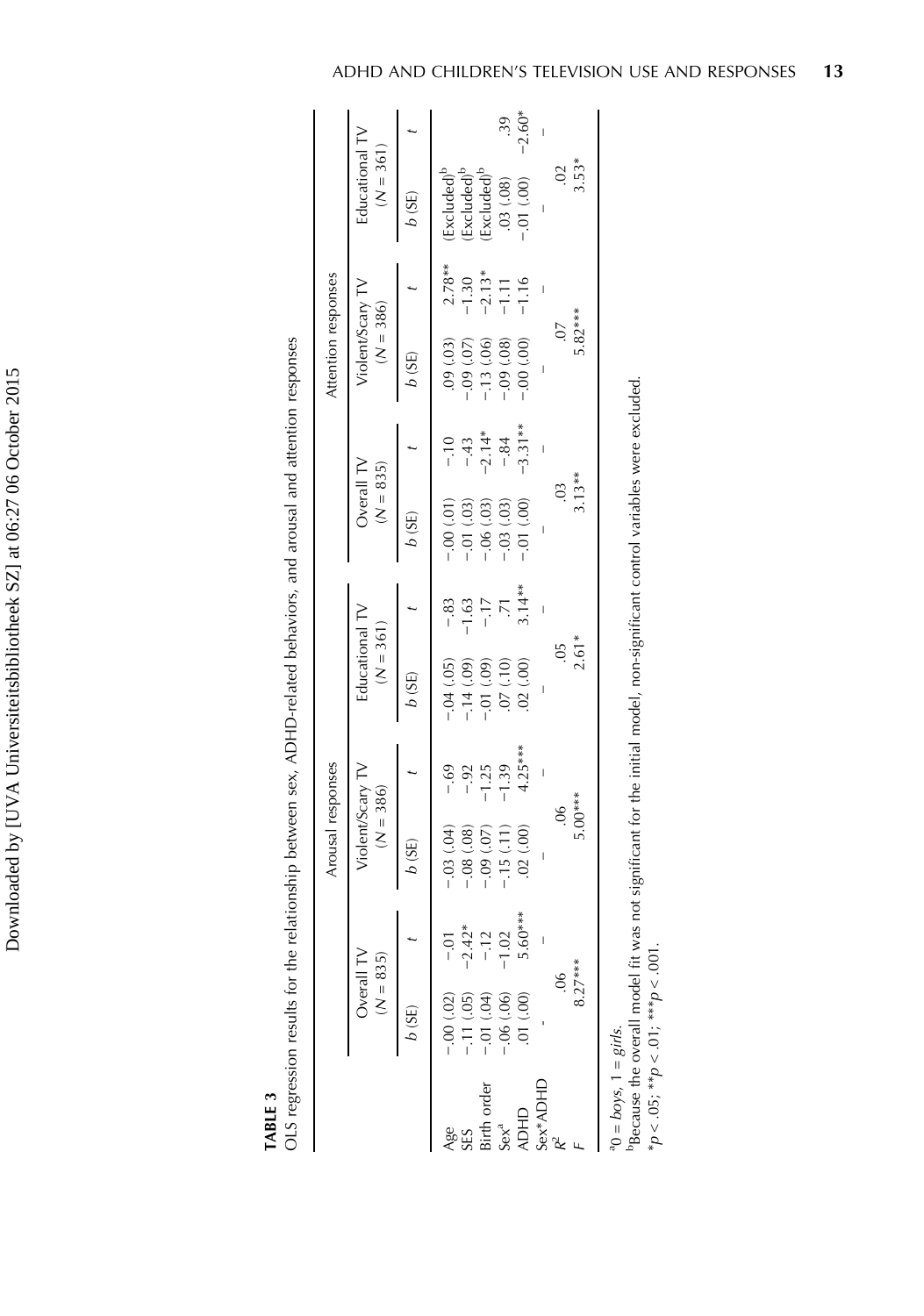**TABLE 3**

OLS regression results for the relationship between sex, ADHD-related behaviors, and arousal and attention responses

| | Arousal responses | | | | | | Attention responses | | | | | |
|---|---|---|---|---|---|---|---|---|---|---|---|---|
| | Overall TV ($N$ = 835) | | Violent/Scary TV ($N$ = 386) | | Educational TV ($N$ = 361) | | Overall TV ($N$ = 835) | | Violent/Scary TV ($N$ = 386) | | Educational TV ($N$ = 361) | |
| | $b$ (SE) | $t$ | $b$ (SE) | $t$ | $b$ (SE) | $t$ | $b$ (SE) | $t$ | $b$ (SE) | $t$ | $b$ (SE) | $t$ |
| Age | −.00 (.02) | −.01 | −.03 (.04) | −.69 | −.04 (.05) | −.83 | −.00 (.01) | −.10 | .09 (.03) | 2.78** | (Excluded)[b] | |
| SES | −.11 (.05) | −2.42* | −.08 (.08) | −.92 | −.14 (.09) | −1.63 | −.01 (.03) | −.43 | −.09 (.07) | −1.30 | (Excluded)[b] | |
| Birth order | −.01 (.04) | −.12 | −.09 (.07) | −1.25 | −.01 (.09) | −.17 | −.06 (.03) | −2.14* | −.13 (.06) | −2.13* | (Excluded)[b] | |
| Sex[a] | −.06 (.06) | −1.02 | −.15 (.11) | −1.39 | .07 (.10) | .71 | −.03 (.03) | −.84 | −.09 (.08) | −1.11 | .03 (.08) | .39 |
| ADHD | .01 (.00) | 5.60*** | .02 (.00) | 4.25*** | .02 (.00) | 3.14** | −.01 (.00) | −3.31** | −.00 (.00) | −1.16 | −.01 (.00) | −2.60* |
| Sex*ADHD | - | – | – | – | – | – | – | – | – | – | – | – |
| $R^2$ | .06 | | .06 | | .05 | | .03 | | .07 | | .02 | |
| $F$ | 8.27*** | | 5.00*** | | 2.61* | | 3.13** | | 5.82*** | | 3.53* | |

[a]0 = *boys*, 1 = *girls*.

[b]Because the overall model fit was not significant for the initial model, non-significant control variables were excluded.

*$p < .05$; **$p < .01$; ***$p < .001$.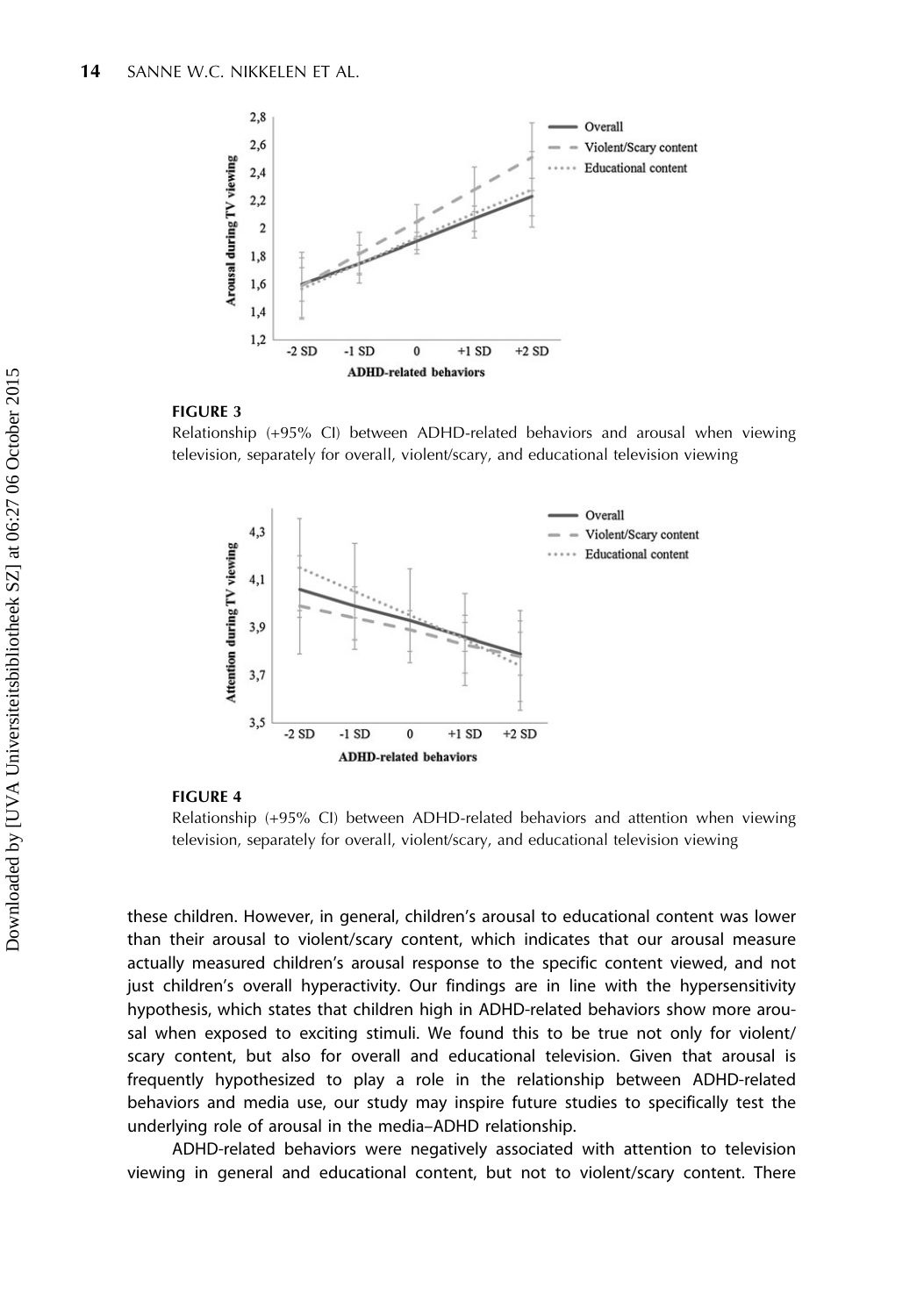**FIGURE 3**
Relationship (+95% CI) between ADHD-related behaviors and arousal when viewing television, separately for overall, violent/scary, and educational television viewing

**FIGURE 4**
Relationship (+95% CI) between ADHD-related behaviors and attention when viewing television, separately for overall, violent/scary, and educational television viewing

these children. However, in general, children's arousal to educational content was lower than their arousal to violent/scary content, which indicates that our arousal measure actually measured children's arousal response to the specific content viewed, and not just children's overall hyperactivity. Our findings are in line with the hypersensitivity hypothesis, which states that children high in ADHD-related behaviors show more arousal when exposed to exciting stimuli. We found this to be true not only for violent/scary content, but also for overall and educational television. Given that arousal is frequently hypothesized to play a role in the relationship between ADHD-related behaviors and media use, our study may inspire future studies to specifically test the underlying role of arousal in the media–ADHD relationship.

ADHD-related behaviors were negatively associated with attention to television viewing in general and educational content, but not to violent/scary content. There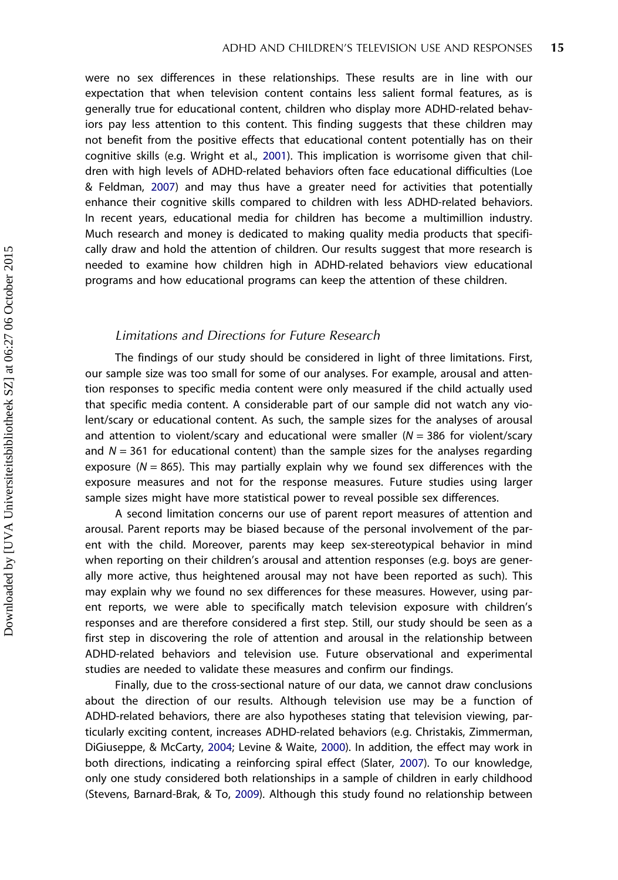were no sex differences in these relationships. These results are in line with our expectation that when television content contains less salient formal features, as is generally true for educational content, children who display more ADHD-related behaviors pay less attention to this content. This finding suggests that these children may not benefit from the positive effects that educational content potentially has on their cognitive skills (e.g. Wright et al., 2001). This implication is worrisome given that children with high levels of ADHD-related behaviors often face educational difficulties (Loe & Feldman, 2007) and may thus have a greater need for activities that potentially enhance their cognitive skills compared to children with less ADHD-related behaviors. In recent years, educational media for children has become a multimillion industry. Much research and money is dedicated to making quality media products that specifically draw and hold the attention of children. Our results suggest that more research is needed to examine how children high in ADHD-related behaviors view educational programs and how educational programs can keep the attention of these children.

### *Limitations and Directions for Future Research*

The findings of our study should be considered in light of three limitations. First, our sample size was too small for some of our analyses. For example, arousal and attention responses to specific media content were only measured if the child actually used that specific media content. A considerable part of our sample did not watch any violent/scary or educational content. As such, the sample sizes for the analyses of arousal and attention to violent/scary and educational were smaller ($N = 386$ for violent/scary and $N = 361$ for educational content) than the sample sizes for the analyses regarding exposure ($N = 865$). This may partially explain why we found sex differences with the exposure measures and not for the response measures. Future studies using larger sample sizes might have more statistical power to reveal possible sex differences.

A second limitation concerns our use of parent report measures of attention and arousal. Parent reports may be biased because of the personal involvement of the parent with the child. Moreover, parents may keep sex-stereotypical behavior in mind when reporting on their children's arousal and attention responses (e.g. boys are generally more active, thus heightened arousal may not have been reported as such). This may explain why we found no sex differences for these measures. However, using parent reports, we were able to specifically match television exposure with children's responses and are therefore considered a first step. Still, our study should be seen as a first step in discovering the role of attention and arousal in the relationship between ADHD-related behaviors and television use. Future observational and experimental studies are needed to validate these measures and confirm our findings.

Finally, due to the cross-sectional nature of our data, we cannot draw conclusions about the direction of our results. Although television use may be a function of ADHD-related behaviors, there are also hypotheses stating that television viewing, particularly exciting content, increases ADHD-related behaviors (e.g. Christakis, Zimmerman, DiGiuseppe, & McCarty, 2004; Levine & Waite, 2000). In addition, the effect may work in both directions, indicating a reinforcing spiral effect (Slater, 2007). To our knowledge, only one study considered both relationships in a sample of children in early childhood (Stevens, Barnard-Brak, & To, 2009). Although this study found no relationship between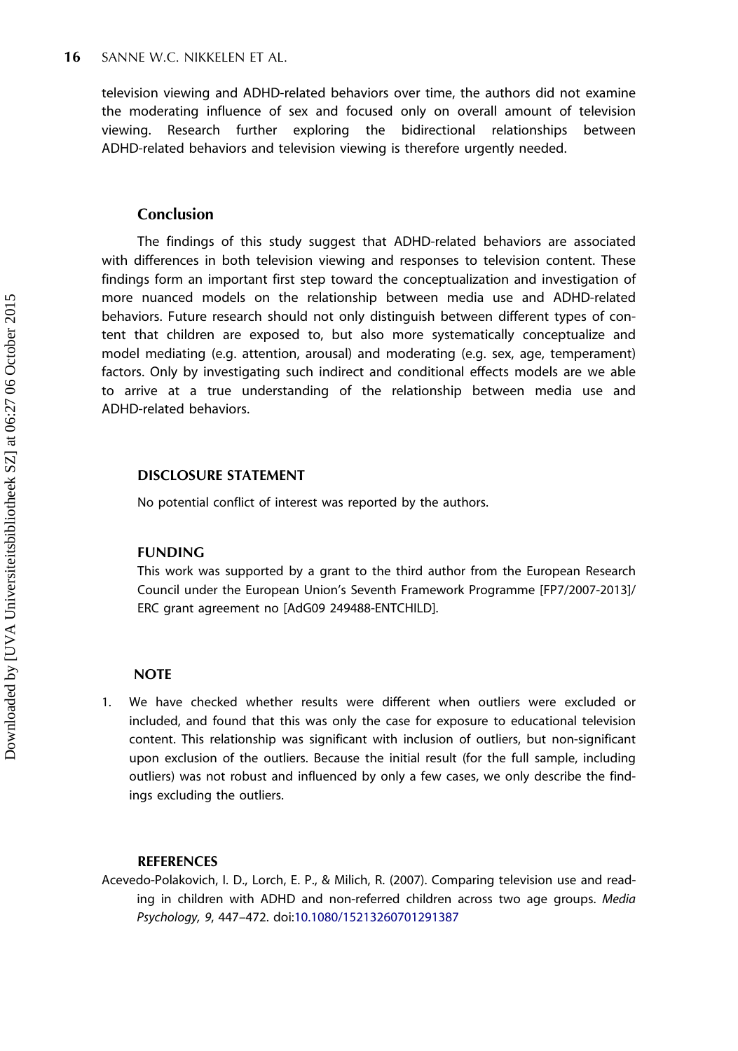television viewing and ADHD-related behaviors over time, the authors did not examine the moderating influence of sex and focused only on overall amount of television viewing. Research further exploring the bidirectional relationships between ADHD-related behaviors and television viewing is therefore urgently needed.

## Conclusion

The findings of this study suggest that ADHD-related behaviors are associated with differences in both television viewing and responses to television content. These findings form an important first step toward the conceptualization and investigation of more nuanced models on the relationship between media use and ADHD-related behaviors. Future research should not only distinguish between different types of content that children are exposed to, but also more systematically conceptualize and model mediating (e.g. attention, arousal) and moderating (e.g. sex, age, temperament) factors. Only by investigating such indirect and conditional effects models are we able to arrive at a true understanding of the relationship between media use and ADHD-related behaviors.

### DISCLOSURE STATEMENT

No potential conflict of interest was reported by the authors.

### FUNDING

This work was supported by a grant to the third author from the European Research Council under the European Union's Seventh Framework Programme [FP7/2007-2013]/ERC grant agreement no [AdG09 249488-ENTCHILD].

### NOTE

1. We have checked whether results were different when outliers were excluded or included, and found that this was only the case for exposure to educational television content. This relationship was significant with inclusion of outliers, but non-significant upon exclusion of the outliers. Because the initial result (for the full sample, including outliers) was not robust and influenced by only a few cases, we only describe the findings excluding the outliers.

### REFERENCES

Acevedo-Polakovich, I. D., Lorch, E. P., & Milich, R. (2007). Comparing television use and reading in children with ADHD and non-referred children across two age groups. *Media Psychology, 9*, 447–472. doi:10.1080/15213260701291387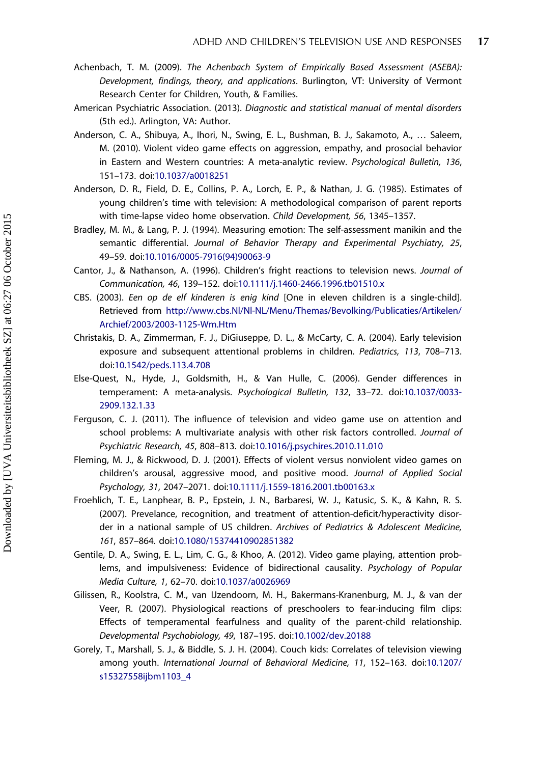Achenbach, T. M. (2009). *The Achenbach System of Empirically Based Assessment (ASEBA): Development, findings, theory, and applications*. Burlington, VT: University of Vermont Research Center for Children, Youth, & Families.

American Psychiatric Association. (2013). *Diagnostic and statistical manual of mental disorders* (5th ed.). Arlington, VA: Author.

Anderson, C. A., Shibuya, A., Ihori, N., Swing, E. L., Bushman, B. J., Sakamoto, A., … Saleem, M. (2010). Violent video game effects on aggression, empathy, and prosocial behavior in Eastern and Western countries: A meta-analytic review. *Psychological Bulletin, 136*, 151–173. doi:10.1037/a0018251

Anderson, D. R., Field, D. E., Collins, P. A., Lorch, E. P., & Nathan, J. G. (1985). Estimates of young children's time with television: A methodological comparison of parent reports with time-lapse video home observation. *Child Development, 56*, 1345–1357.

Bradley, M. M., & Lang, P. J. (1994). Measuring emotion: The self-assessment manikin and the semantic differential. *Journal of Behavior Therapy and Experimental Psychiatry, 25*, 49–59. doi:10.1016/0005-7916(94)90063-9

Cantor, J., & Nathanson, A. (1996). Children's fright reactions to television news. *Journal of Communication, 46*, 139–152. doi:10.1111/j.1460-2466.1996.tb01510.x

CBS. (2003). *Een op de elf kinderen is enig kind* [One in eleven children is a single-child]. Retrieved from http://www.cbs.Nl/Nl-NL/Menu/Themas/Bevolking/Publicaties/Artikelen/Archief/2003/2003-1125-Wm.Htm

Christakis, D. A., Zimmerman, F. J., DiGiuseppe, D. L., & McCarty, C. A. (2004). Early television exposure and subsequent attentional problems in children. *Pediatrics, 113*, 708–713. doi:10.1542/peds.113.4.708

Else-Quest, N., Hyde, J., Goldsmith, H., & Van Hulle, C. (2006). Gender differences in temperament: A meta-analysis. *Psychological Bulletin, 132*, 33–72. doi:10.1037/0033-2909.132.1.33

Ferguson, C. J. (2011). The influence of television and video game use on attention and school problems: A multivariate analysis with other risk factors controlled. *Journal of Psychiatric Research, 45*, 808–813. doi:10.1016/j.psychires.2010.11.010

Fleming, M. J., & Rickwood, D. J. (2001). Effects of violent versus nonviolent video games on children's arousal, aggressive mood, and positive mood. *Journal of Applied Social Psychology, 31*, 2047–2071. doi:10.1111/j.1559-1816.2001.tb00163.x

Froehlich, T. E., Lanphear, B. P., Epstein, J. N., Barbaresi, W. J., Katusic, S. K., & Kahn, R. S. (2007). Prevelance, recognition, and treatment of attention-deficit/hyperactivity disorder in a national sample of US children. *Archives of Pediatrics & Adolescent Medicine, 161*, 857–864. doi:10.1080/15374410902851382

Gentile, D. A., Swing, E. L., Lim, C. G., & Khoo, A. (2012). Video game playing, attention problems, and impulsiveness: Evidence of bidirectional causality. *Psychology of Popular Media Culture, 1*, 62–70. doi:10.1037/a0026969

Gilissen, R., Koolstra, C. M., van IJzendoorn, M. H., Bakermans-Kranenburg, M. J., & van der Veer, R. (2007). Physiological reactions of preschoolers to fear-inducing film clips: Effects of temperamental fearfulness and quality of the parent-child relationship. *Developmental Psychobiology, 49*, 187–195. doi:10.1002/dev.20188

Gorely, T., Marshall, S. J., & Biddle, S. J. H. (2004). Couch kids: Correlates of television viewing among youth. *International Journal of Behavioral Medicine, 11*, 152–163. doi:10.1207/s15327558ijbm1103_4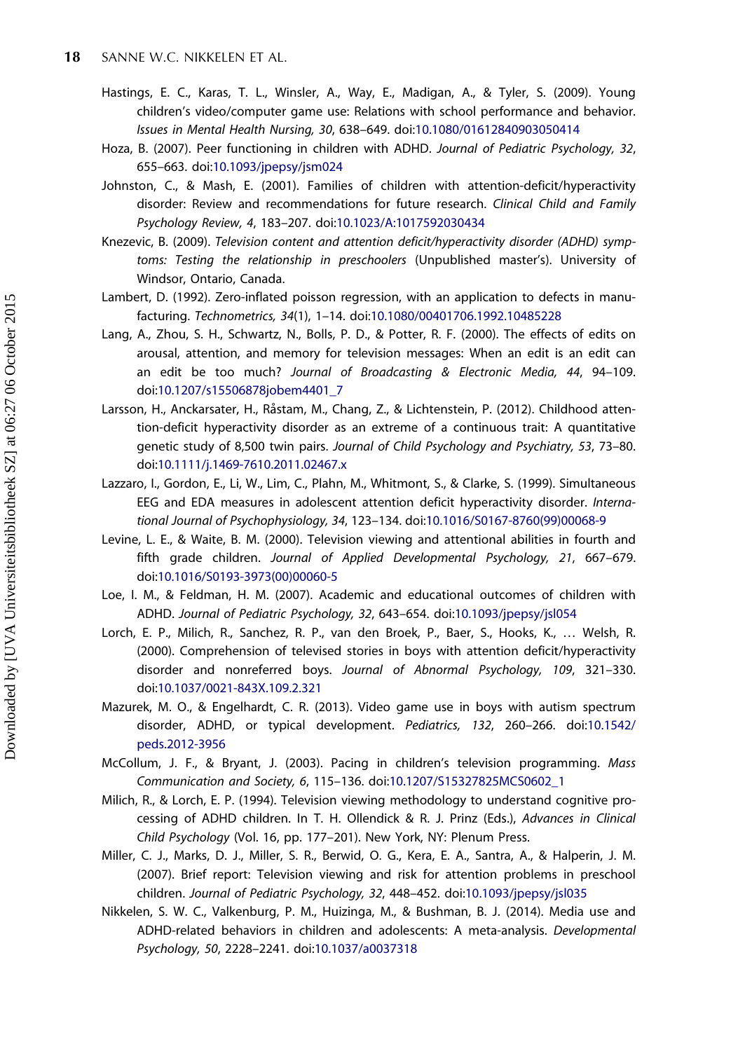Hastings, E. C., Karas, T. L., Winsler, A., Way, E., Madigan, A., & Tyler, S. (2009). Young children's video/computer game use: Relations with school performance and behavior. *Issues in Mental Health Nursing, 30*, 638–649. doi:10.1080/01612840903050414

Hoza, B. (2007). Peer functioning in children with ADHD. *Journal of Pediatric Psychology, 32*, 655–663. doi:10.1093/jpepsy/jsm024

Johnston, C., & Mash, E. (2001). Families of children with attention-deficit/hyperactivity disorder: Review and recommendations for future research. *Clinical Child and Family Psychology Review, 4*, 183–207. doi:10.1023/A:1017592030434

Knezevic, B. (2009). *Television content and attention deficit/hyperactivity disorder (ADHD) symptoms: Testing the relationship in preschoolers* (Unpublished master's). University of Windsor, Ontario, Canada.

Lambert, D. (1992). Zero-inflated poisson regression, with an application to defects in manufacturing. *Technometrics, 34*(1), 1–14. doi:10.1080/00401706.1992.10485228

Lang, A., Zhou, S. H., Schwartz, N., Bolls, P. D., & Potter, R. F. (2000). The effects of edits on arousal, attention, and memory for television messages: When an edit is an edit can an edit be too much? *Journal of Broadcasting & Electronic Media, 44*, 94–109. doi:10.1207/s15506878jobem4401_7

Larsson, H., Anckarsater, H., Råstam, M., Chang, Z., & Lichtenstein, P. (2012). Childhood attention-deficit hyperactivity disorder as an extreme of a continuous trait: A quantitative genetic study of 8,500 twin pairs. *Journal of Child Psychology and Psychiatry, 53*, 73–80. doi:10.1111/j.1469-7610.2011.02467.x

Lazzaro, I., Gordon, E., Li, W., Lim, C., Plahn, M., Whitmont, S., & Clarke, S. (1999). Simultaneous EEG and EDA measures in adolescent attention deficit hyperactivity disorder. *International Journal of Psychophysiology, 34*, 123–134. doi:10.1016/S0167-8760(99)00068-9

Levine, L. E., & Waite, B. M. (2000). Television viewing and attentional abilities in fourth and fifth grade children. *Journal of Applied Developmental Psychology, 21*, 667–679. doi:10.1016/S0193-3973(00)00060-5

Loe, I. M., & Feldman, H. M. (2007). Academic and educational outcomes of children with ADHD. *Journal of Pediatric Psychology, 32*, 643–654. doi:10.1093/jpepsy/jsl054

Lorch, E. P., Milich, R., Sanchez, R. P., van den Broek, P., Baer, S., Hooks, K., … Welsh, R. (2000). Comprehension of televised stories in boys with attention deficit/hyperactivity disorder and nonreferred boys. *Journal of Abnormal Psychology, 109*, 321–330. doi:10.1037/0021-843X.109.2.321

Mazurek, M. O., & Engelhardt, C. R. (2013). Video game use in boys with autism spectrum disorder, ADHD, or typical development. *Pediatrics, 132*, 260–266. doi:10.1542/peds.2012-3956

McCollum, J. F., & Bryant, J. (2003). Pacing in children's television programming. *Mass Communication and Society, 6*, 115–136. doi:10.1207/S15327825MCS0602_1

Milich, R., & Lorch, E. P. (1994). Television viewing methodology to understand cognitive processing of ADHD children. In T. H. Ollendick & R. J. Prinz (Eds.), *Advances in Clinical Child Psychology* (Vol. 16, pp. 177–201). New York, NY: Plenum Press.

Miller, C. J., Marks, D. J., Miller, S. R., Berwid, O. G., Kera, E. A., Santra, A., & Halperin, J. M. (2007). Brief report: Television viewing and risk for attention problems in preschool children. *Journal of Pediatric Psychology, 32*, 448–452. doi:10.1093/jpepsy/jsl035

Nikkelen, S. W. C., Valkenburg, P. M., Huizinga, M., & Bushman, B. J. (2014). Media use and ADHD-related behaviors in children and adolescents: A meta-analysis. *Developmental Psychology, 50*, 2228–2241. doi:10.1037/a0037318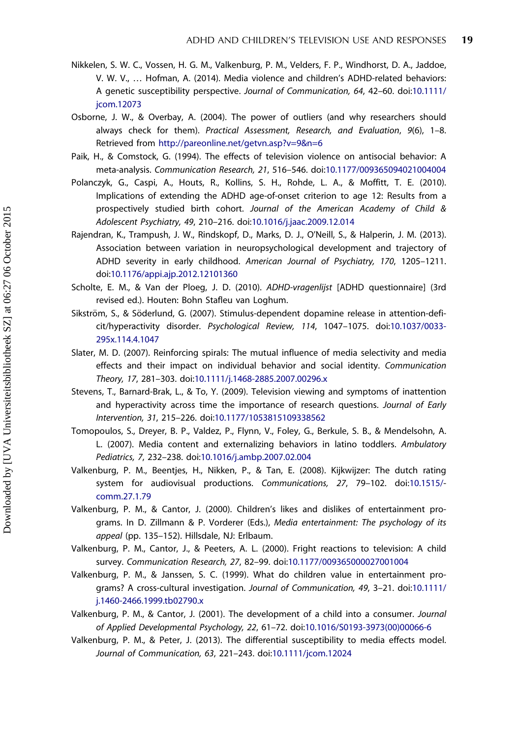Nikkelen, S. W. C., Vossen, H. G. M., Valkenburg, P. M., Velders, F. P., Windhorst, D. A., Jaddoe, V. W. V., … Hofman, A. (2014). Media violence and children's ADHD-related behaviors: A genetic susceptibility perspective. *Journal of Communication, 64*, 42–60. doi:10.1111/jcom.12073

Osborne, J. W., & Overbay, A. (2004). The power of outliers (and why researchers should always check for them). *Practical Assessment, Research, and Evaluation*, *9*(6), 1–8. Retrieved from http://pareonline.net/getvn.asp?v=9&n=6

Paik, H., & Comstock, G. (1994). The effects of television violence on antisocial behavior: A meta-analysis. *Communication Research, 21*, 516–546. doi:10.1177/009365094021004004

Polanczyk, G., Caspi, A., Houts, R., Kollins, S. H., Rohde, L. A., & Moffitt, T. E. (2010). Implications of extending the ADHD age-of-onset criterion to age 12: Results from a prospectively studied birth cohort. *Journal of the American Academy of Child & Adolescent Psychiatry, 49*, 210–216. doi:10.1016/j.jaac.2009.12.014

Rajendran, K., Trampush, J. W., Rindskopf, D., Marks, D. J., O'Neill, S., & Halperin, J. M. (2013). Association between variation in neuropsychological development and trajectory of ADHD severity in early childhood. *American Journal of Psychiatry, 170*, 1205–1211. doi:10.1176/appi.ajp.2012.12101360

Scholte, E. M., & Van der Ploeg, J. D. (2010). *ADHD-vragenlijst* [ADHD questionnaire] (3rd revised ed.). Houten: Bohn Stafleu van Loghum.

Sikström, S., & Söderlund, G. (2007). Stimulus-dependent dopamine release in attention-deficit/hyperactivity disorder. *Psychological Review, 114*, 1047–1075. doi:10.1037/0033-295x.114.4.1047

Slater, M. D. (2007). Reinforcing spirals: The mutual influence of media selectivity and media effects and their impact on individual behavior and social identity. *Communication Theory, 17*, 281–303. doi:10.1111/j.1468-2885.2007.00296.x

Stevens, T., Barnard-Brak, L., & To, Y. (2009). Television viewing and symptoms of inattention and hyperactivity across time the importance of research questions. *Journal of Early Intervention, 31*, 215–226. doi:10.1177/1053815109338562

Tomopoulos, S., Dreyer, B. P., Valdez, P., Flynn, V., Foley, G., Berkule, S. B., & Mendelsohn, A. L. (2007). Media content and externalizing behaviors in latino toddlers. *Ambulatory Pediatrics, 7*, 232–238. doi:10.1016/j.ambp.2007.02.004

Valkenburg, P. M., Beentjes, H., Nikken, P., & Tan, E. (2008). Kijkwijzer: The dutch rating system for audiovisual productions. *Communications, 27*, 79–102. doi:10.1515/-comm.27.1.79

Valkenburg, P. M., & Cantor, J. (2000). Children's likes and dislikes of entertainment programs. In D. Zillmann & P. Vorderer (Eds.), *Media entertainment: The psychology of its appeal* (pp. 135–152). Hillsdale, NJ: Erlbaum.

Valkenburg, P. M., Cantor, J., & Peeters, A. L. (2000). Fright reactions to television: A child survey. *Communication Research, 27*, 82–99. doi:10.1177/009365000027001004

Valkenburg, P. M., & Janssen, S. C. (1999). What do children value in entertainment programs? A cross-cultural investigation. *Journal of Communication, 49*, 3–21. doi:10.1111/j.1460-2466.1999.tb02790.x

Valkenburg, P. M., & Cantor, J. (2001). The development of a child into a consumer. *Journal of Applied Developmental Psychology, 22*, 61–72. doi:10.1016/S0193-3973(00)00066-6

Valkenburg, P. M., & Peter, J. (2013). The differential susceptibility to media effects model. *Journal of Communication, 63*, 221–243. doi:10.1111/jcom.12024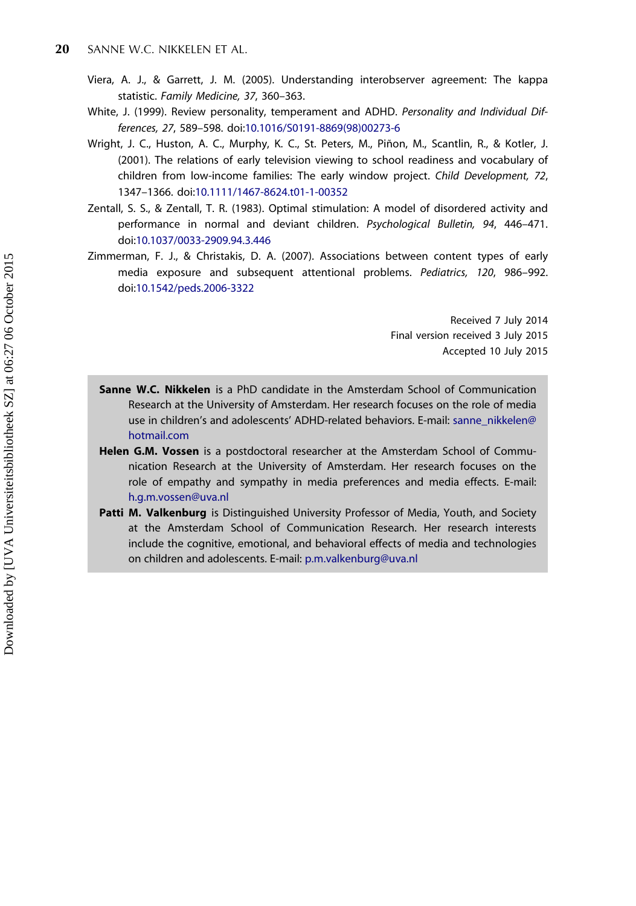Viera, A. J., & Garrett, J. M. (2005). Understanding interobserver agreement: The kappa statistic. *Family Medicine, 37*, 360–363.

White, J. (1999). Review personality, temperament and ADHD. *Personality and Individual Differences, 27*, 589–598. doi:10.1016/S0191-8869(98)00273-6

Wright, J. C., Huston, A. C., Murphy, K. C., St. Peters, M., Piñon, M., Scantlin, R., & Kotler, J. (2001). The relations of early television viewing to school readiness and vocabulary of children from low-income families: The early window project. *Child Development, 72*, 1347–1366. doi:10.1111/1467-8624.t01-1-00352

Zentall, S. S., & Zentall, T. R. (1983). Optimal stimulation: A model of disordered activity and performance in normal and deviant children. *Psychological Bulletin, 94*, 446–471. doi:10.1037/0033-2909.94.3.446

Zimmerman, F. J., & Christakis, D. A. (2007). Associations between content types of early media exposure and subsequent attentional problems. *Pediatrics, 120*, 986–992. doi:10.1542/peds.2006-3322

Received 7 July 2014
Final version received 3 July 2015
Accepted 10 July 2015

**Sanne W.C. Nikkelen** is a PhD candidate in the Amsterdam School of Communication Research at the University of Amsterdam. Her research focuses on the role of media use in children's and adolescents' ADHD-related behaviors. E-mail: sanne_nikkelen@hotmail.com

**Helen G.M. Vossen** is a postdoctoral researcher at the Amsterdam School of Communication Research at the University of Amsterdam. Her research focuses on the role of empathy and sympathy in media preferences and media effects. E-mail: h.g.m.vossen@uva.nl

**Patti M. Valkenburg** is Distinguished University Professor of Media, Youth, and Society at the Amsterdam School of Communication Research. Her research interests include the cognitive, emotional, and behavioral effects of media and technologies on children and adolescents. E-mail: p.m.valkenburg@uva.nl